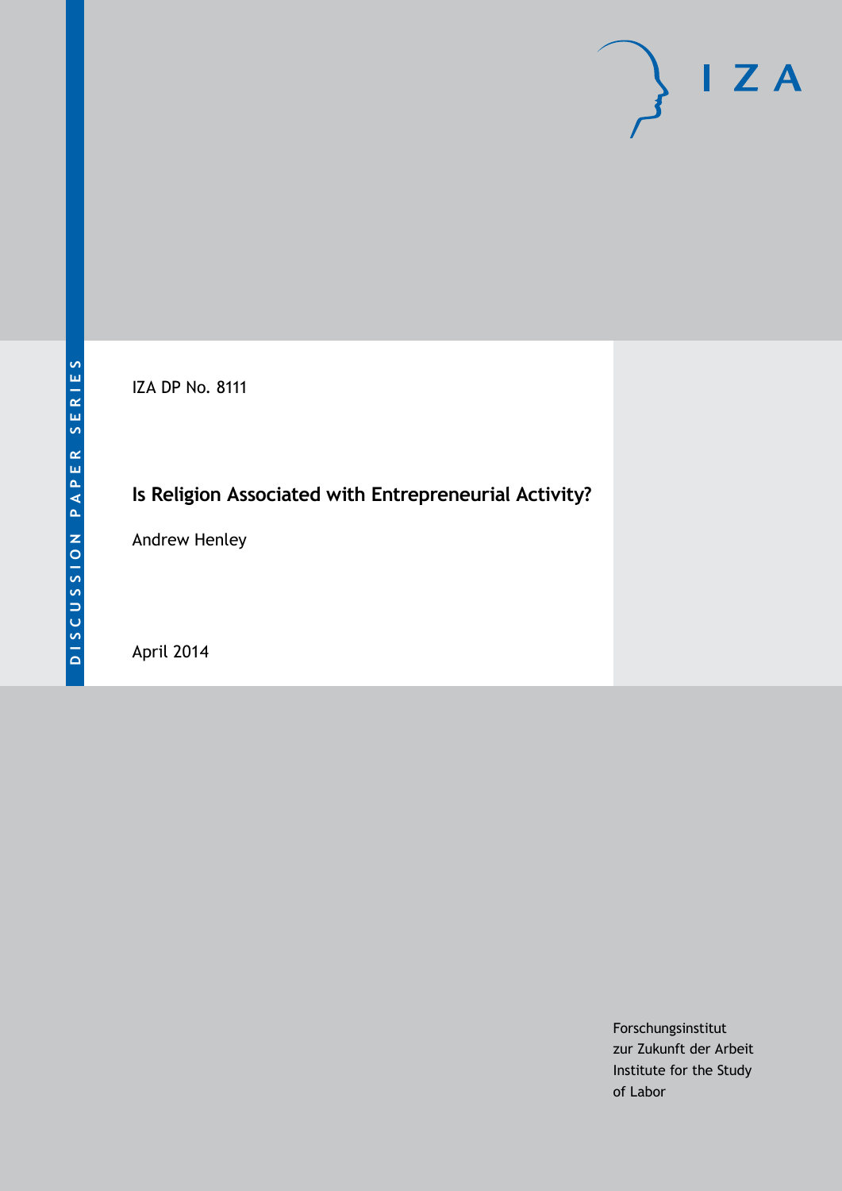DISCUSSION PAPER SERIES

IZA DP No. 8111

# Is Religion Associated with Entrepreneurial Activity?

Andrew Henley

April 2014

Forschungsinstitut
zur Zukunft der Arbeit
Institute for the Study
of Labor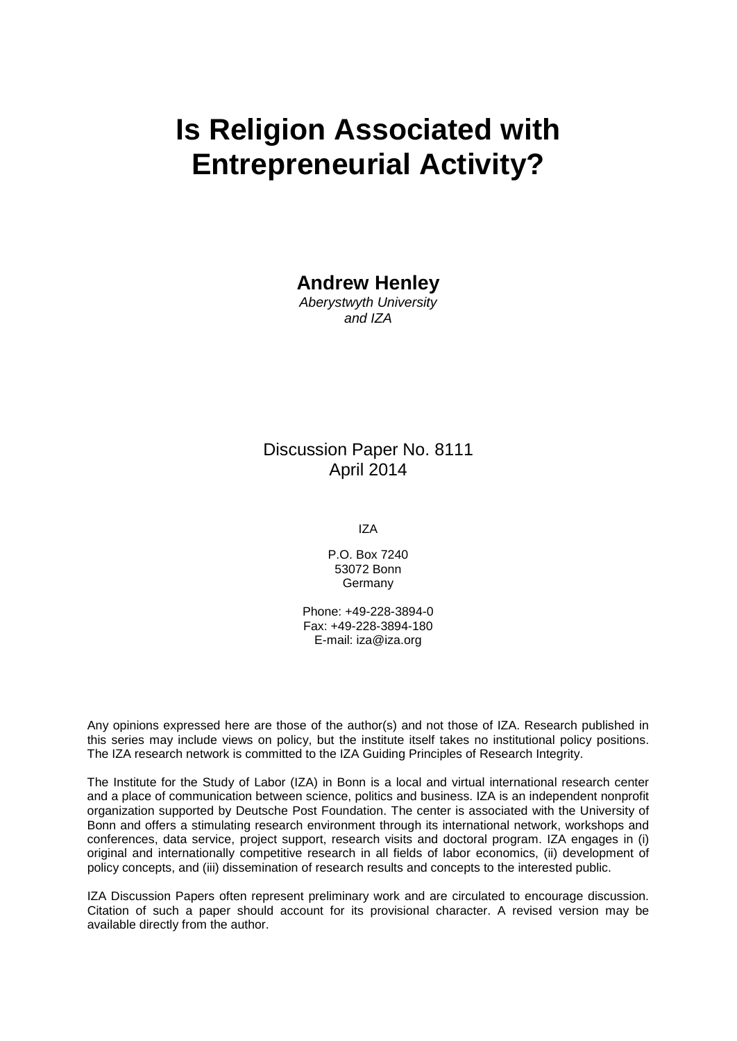# Is Religion Associated with Entrepreneurial Activity?

**Andrew Henley**

*Aberystwyth University and IZA*

Discussion Paper No. 8111
April 2014

IZA

P.O. Box 7240
53072 Bonn
Germany

Phone: +49-228-3894-0
Fax: +49-228-3894-180
E-mail: iza@iza.org

Any opinions expressed here are those of the author(s) and not those of IZA. Research published in this series may include views on policy, but the institute itself takes no institutional policy positions. The IZA research network is committed to the IZA Guiding Principles of Research Integrity.

The Institute for the Study of Labor (IZA) in Bonn is a local and virtual international research center and a place of communication between science, politics and business. IZA is an independent nonprofit organization supported by Deutsche Post Foundation. The center is associated with the University of Bonn and offers a stimulating research environment through its international network, workshops and conferences, data service, project support, research visits and doctoral program. IZA engages in (i) original and internationally competitive research in all fields of labor economics, (ii) development of policy concepts, and (iii) dissemination of research results and concepts to the interested public.

IZA Discussion Papers often represent preliminary work and are circulated to encourage discussion. Citation of such a paper should account for its provisional character. A revised version may be available directly from the author.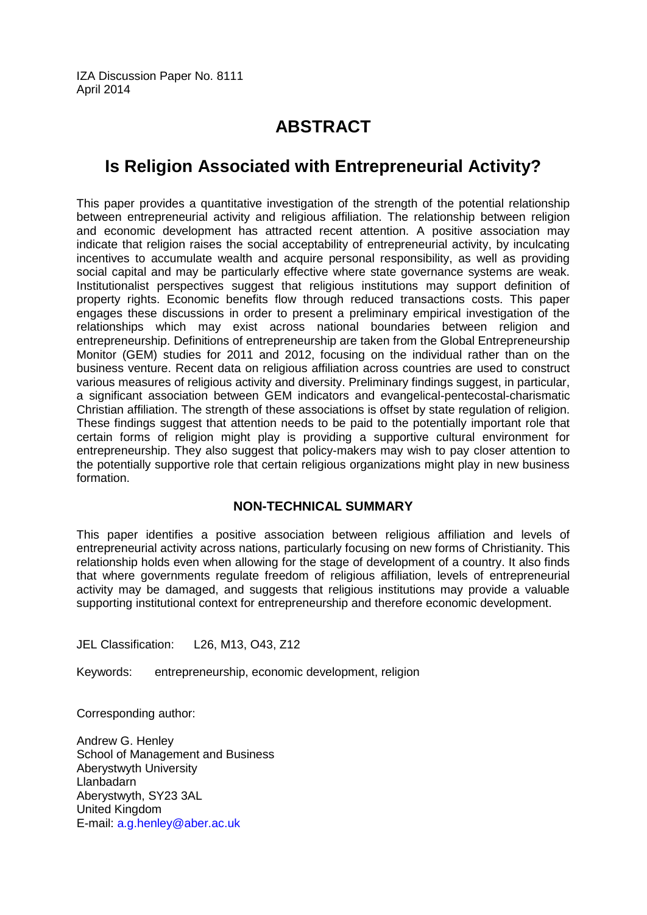IZA Discussion Paper No. 8111
April 2014

# ABSTRACT

## Is Religion Associated with Entrepreneurial Activity?

This paper provides a quantitative investigation of the strength of the potential relationship between entrepreneurial activity and religious affiliation. The relationship between religion and economic development has attracted recent attention. A positive association may indicate that religion raises the social acceptability of entrepreneurial activity, by inculcating incentives to accumulate wealth and acquire personal responsibility, as well as providing social capital and may be particularly effective where state governance systems are weak. Institutionalist perspectives suggest that religious institutions may support definition of property rights. Economic benefits flow through reduced transactions costs. This paper engages these discussions in order to present a preliminary empirical investigation of the relationships which may exist across national boundaries between religion and entrepreneurship. Definitions of entrepreneurship are taken from the Global Entrepreneurship Monitor (GEM) studies for 2011 and 2012, focusing on the individual rather than on the business venture. Recent data on religious affiliation across countries are used to construct various measures of religious activity and diversity. Preliminary findings suggest, in particular, a significant association between GEM indicators and evangelical-pentecostal-charismatic Christian affiliation. The strength of these associations is offset by state regulation of religion. These findings suggest that attention needs to be paid to the potentially important role that certain forms of religion might play is providing a supportive cultural environment for entrepreneurship. They also suggest that policy-makers may wish to pay closer attention to the potentially supportive role that certain religious organizations might play in new business formation.

### NON-TECHNICAL SUMMARY

This paper identifies a positive association between religious affiliation and levels of entrepreneurial activity across nations, particularly focusing on new forms of Christianity. This relationship holds even when allowing for the stage of development of a country. It also finds that where governments regulate freedom of religious affiliation, levels of entrepreneurial activity may be damaged, and suggests that religious institutions may provide a valuable supporting institutional context for entrepreneurship and therefore economic development.

JEL Classification: L26, M13, O43, Z12

Keywords: entrepreneurship, economic development, religion

Corresponding author:

Andrew G. Henley
School of Management and Business
Aberystwyth University
Llanbadarn
Aberystwyth, SY23 3AL
United Kingdom
E-mail: a.g.henley@aber.ac.uk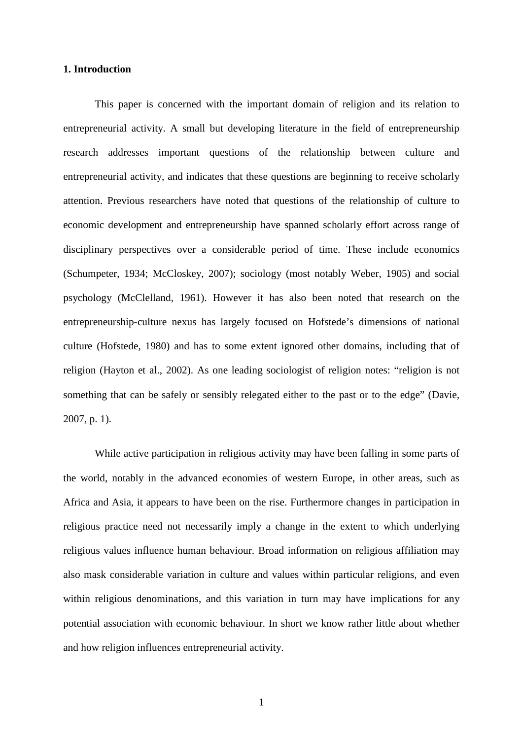**1. Introduction**

This paper is concerned with the important domain of religion and its relation to entrepreneurial activity. A small but developing literature in the field of entrepreneurship research addresses important questions of the relationship between culture and entrepreneurial activity, and indicates that these questions are beginning to receive scholarly attention. Previous researchers have noted that questions of the relationship of culture to economic development and entrepreneurship have spanned scholarly effort across range of disciplinary perspectives over a considerable period of time. These include economics (Schumpeter, 1934; McCloskey, 2007); sociology (most notably Weber, 1905) and social psychology (McClelland, 1961). However it has also been noted that research on the entrepreneurship-culture nexus has largely focused on Hofstede's dimensions of national culture (Hofstede, 1980) and has to some extent ignored other domains, including that of religion (Hayton et al., 2002). As one leading sociologist of religion notes: "religion is not something that can be safely or sensibly relegated either to the past or to the edge" (Davie, 2007, p. 1).

While active participation in religious activity may have been falling in some parts of the world, notably in the advanced economies of western Europe, in other areas, such as Africa and Asia, it appears to have been on the rise. Furthermore changes in participation in religious practice need not necessarily imply a change in the extent to which underlying religious values influence human behaviour. Broad information on religious affiliation may also mask considerable variation in culture and values within particular religions, and even within religious denominations, and this variation in turn may have implications for any potential association with economic behaviour. In short we know rather little about whether and how religion influences entrepreneurial activity.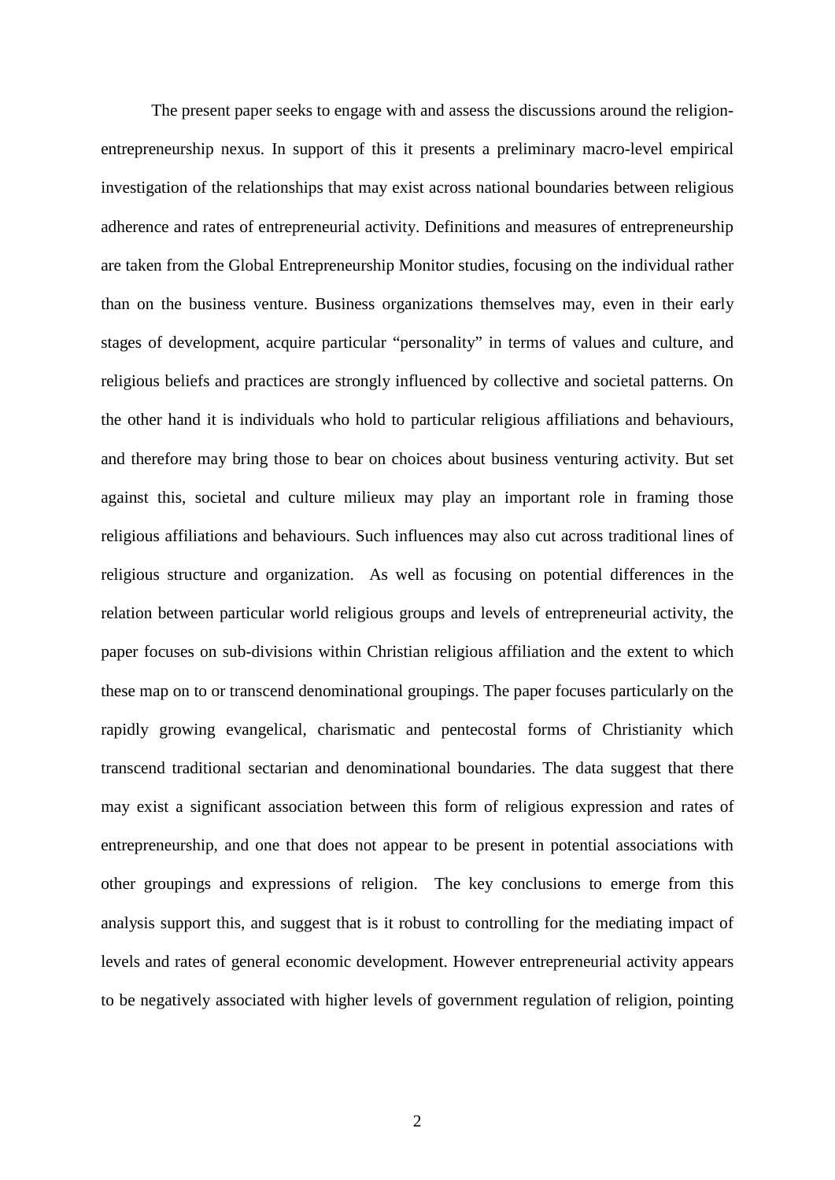The present paper seeks to engage with and assess the discussions around the religion-entrepreneurship nexus. In support of this it presents a preliminary macro-level empirical investigation of the relationships that may exist across national boundaries between religious adherence and rates of entrepreneurial activity. Definitions and measures of entrepreneurship are taken from the Global Entrepreneurship Monitor studies, focusing on the individual rather than on the business venture. Business organizations themselves may, even in their early stages of development, acquire particular "personality" in terms of values and culture, and religious beliefs and practices are strongly influenced by collective and societal patterns. On the other hand it is individuals who hold to particular religious affiliations and behaviours, and therefore may bring those to bear on choices about business venturing activity. But set against this, societal and culture milieux may play an important role in framing those religious affiliations and behaviours. Such influences may also cut across traditional lines of religious structure and organization. As well as focusing on potential differences in the relation between particular world religious groups and levels of entrepreneurial activity, the paper focuses on sub-divisions within Christian religious affiliation and the extent to which these map on to or transcend denominational groupings. The paper focuses particularly on the rapidly growing evangelical, charismatic and pentecostal forms of Christianity which transcend traditional sectarian and denominational boundaries. The data suggest that there may exist a significant association between this form of religious expression and rates of entrepreneurship, and one that does not appear to be present in potential associations with other groupings and expressions of religion. The key conclusions to emerge from this analysis support this, and suggest that is it robust to controlling for the mediating impact of levels and rates of general economic development. However entrepreneurial activity appears to be negatively associated with higher levels of government regulation of religion, pointing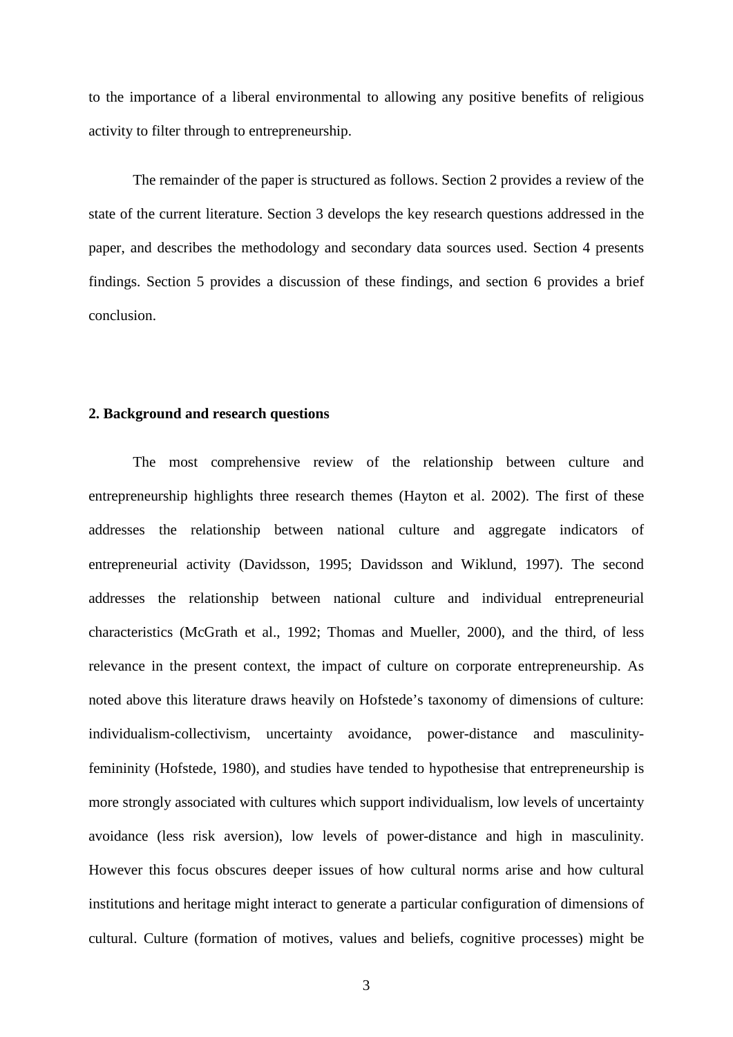to the importance of a liberal environmental to allowing any positive benefits of religious activity to filter through to entrepreneurship.

The remainder of the paper is structured as follows. Section 2 provides a review of the state of the current literature. Section 3 develops the key research questions addressed in the paper, and describes the methodology and secondary data sources used. Section 4 presents findings. Section 5 provides a discussion of these findings, and section 6 provides a brief conclusion.

## 2. Background and research questions

The most comprehensive review of the relationship between culture and entrepreneurship highlights three research themes (Hayton et al. 2002). The first of these addresses the relationship between national culture and aggregate indicators of entrepreneurial activity (Davidsson, 1995; Davidsson and Wiklund, 1997). The second addresses the relationship between national culture and individual entrepreneurial characteristics (McGrath et al., 1992; Thomas and Mueller, 2000), and the third, of less relevance in the present context, the impact of culture on corporate entrepreneurship. As noted above this literature draws heavily on Hofstede's taxonomy of dimensions of culture: individualism-collectivism, uncertainty avoidance, power-distance and masculinity-femininity (Hofstede, 1980), and studies have tended to hypothesise that entrepreneurship is more strongly associated with cultures which support individualism, low levels of uncertainty avoidance (less risk aversion), low levels of power-distance and high in masculinity. However this focus obscures deeper issues of how cultural norms arise and how cultural institutions and heritage might interact to generate a particular configuration of dimensions of cultural. Culture (formation of motives, values and beliefs, cognitive processes) might be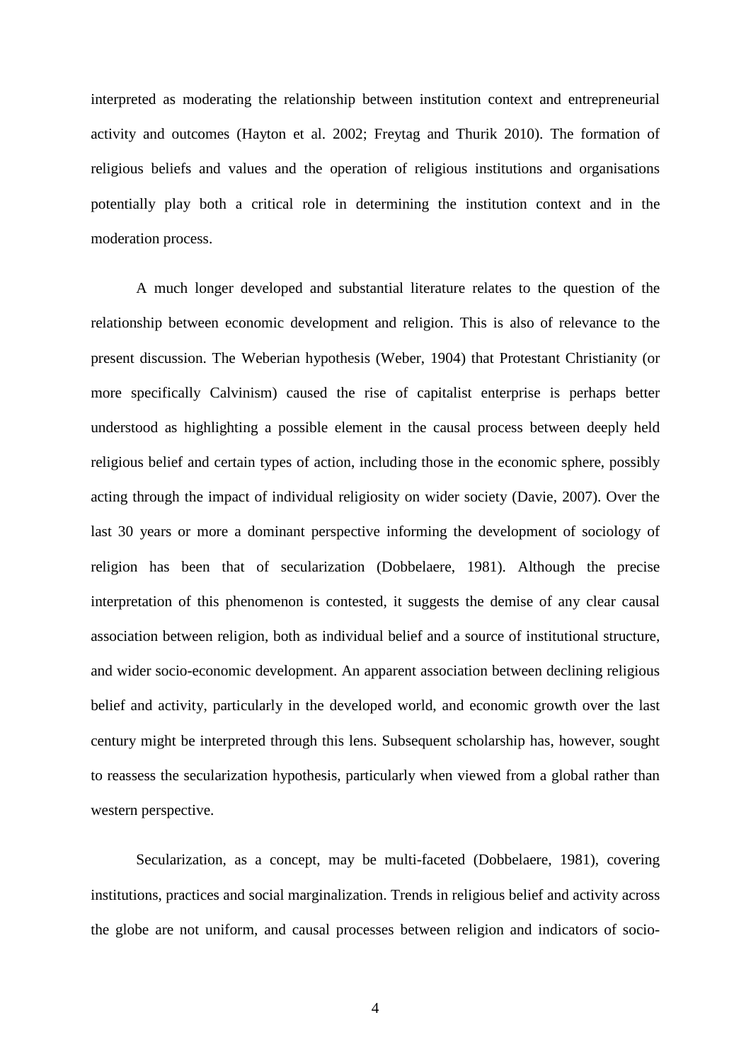interpreted as moderating the relationship between institution context and entrepreneurial activity and outcomes (Hayton et al. 2002; Freytag and Thurik 2010). The formation of religious beliefs and values and the operation of religious institutions and organisations potentially play both a critical role in determining the institution context and in the moderation process.

A much longer developed and substantial literature relates to the question of the relationship between economic development and religion. This is also of relevance to the present discussion. The Weberian hypothesis (Weber, 1904) that Protestant Christianity (or more specifically Calvinism) caused the rise of capitalist enterprise is perhaps better understood as highlighting a possible element in the causal process between deeply held religious belief and certain types of action, including those in the economic sphere, possibly acting through the impact of individual religiosity on wider society (Davie, 2007). Over the last 30 years or more a dominant perspective informing the development of sociology of religion has been that of secularization (Dobbelaere, 1981). Although the precise interpretation of this phenomenon is contested, it suggests the demise of any clear causal association between religion, both as individual belief and a source of institutional structure, and wider socio-economic development. An apparent association between declining religious belief and activity, particularly in the developed world, and economic growth over the last century might be interpreted through this lens. Subsequent scholarship has, however, sought to reassess the secularization hypothesis, particularly when viewed from a global rather than western perspective.

Secularization, as a concept, may be multi-faceted (Dobbelaere, 1981), covering institutions, practices and social marginalization. Trends in religious belief and activity across the globe are not uniform, and causal processes between religion and indicators of socio-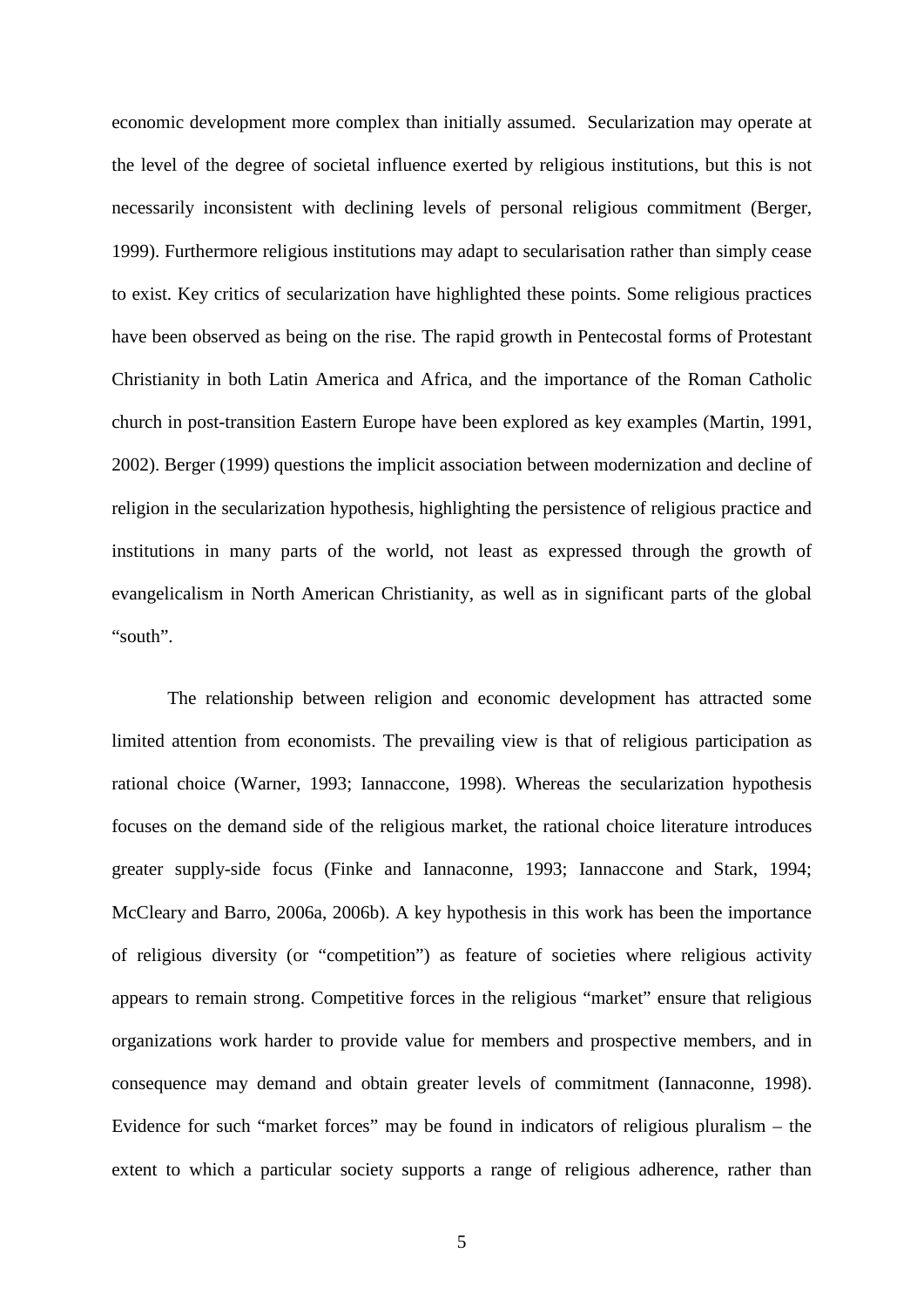economic development more complex than initially assumed. Secularization may operate at the level of the degree of societal influence exerted by religious institutions, but this is not necessarily inconsistent with declining levels of personal religious commitment (Berger, 1999). Furthermore religious institutions may adapt to secularisation rather than simply cease to exist. Key critics of secularization have highlighted these points. Some religious practices have been observed as being on the rise. The rapid growth in Pentecostal forms of Protestant Christianity in both Latin America and Africa, and the importance of the Roman Catholic church in post-transition Eastern Europe have been explored as key examples (Martin, 1991, 2002). Berger (1999) questions the implicit association between modernization and decline of religion in the secularization hypothesis, highlighting the persistence of religious practice and institutions in many parts of the world, not least as expressed through the growth of evangelicalism in North American Christianity, as well as in significant parts of the global "south".

The relationship between religion and economic development has attracted some limited attention from economists. The prevailing view is that of religious participation as rational choice (Warner, 1993; Iannaccone, 1998). Whereas the secularization hypothesis focuses on the demand side of the religious market, the rational choice literature introduces greater supply-side focus (Finke and Iannaconne, 1993; Iannaccone and Stark, 1994; McCleary and Barro, 2006a, 2006b). A key hypothesis in this work has been the importance of religious diversity (or "competition") as feature of societies where religious activity appears to remain strong. Competitive forces in the religious "market" ensure that religious organizations work harder to provide value for members and prospective members, and in consequence may demand and obtain greater levels of commitment (Iannaconne, 1998). Evidence for such "market forces" may be found in indicators of religious pluralism – the extent to which a particular society supports a range of religious adherence, rather than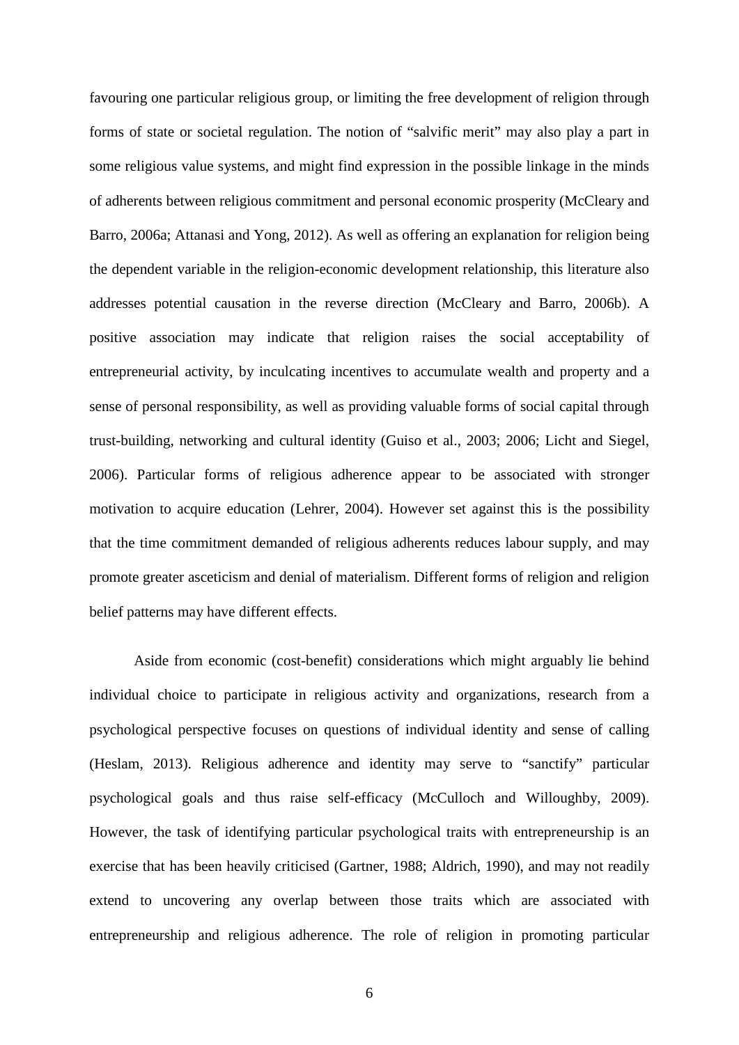favouring one particular religious group, or limiting the free development of religion through forms of state or societal regulation. The notion of "salvific merit" may also play a part in some religious value systems, and might find expression in the possible linkage in the minds of adherents between religious commitment and personal economic prosperity (McCleary and Barro, 2006a; Attanasi and Yong, 2012). As well as offering an explanation for religion being the dependent variable in the religion-economic development relationship, this literature also addresses potential causation in the reverse direction (McCleary and Barro, 2006b). A positive association may indicate that religion raises the social acceptability of entrepreneurial activity, by inculcating incentives to accumulate wealth and property and a sense of personal responsibility, as well as providing valuable forms of social capital through trust-building, networking and cultural identity (Guiso et al., 2003; 2006; Licht and Siegel, 2006). Particular forms of religious adherence appear to be associated with stronger motivation to acquire education (Lehrer, 2004). However set against this is the possibility that the time commitment demanded of religious adherents reduces labour supply, and may promote greater asceticism and denial of materialism. Different forms of religion and religion belief patterns may have different effects.

Aside from economic (cost-benefit) considerations which might arguably lie behind individual choice to participate in religious activity and organizations, research from a psychological perspective focuses on questions of individual identity and sense of calling (Heslam, 2013). Religious adherence and identity may serve to "sanctify" particular psychological goals and thus raise self-efficacy (McCulloch and Willoughby, 2009). However, the task of identifying particular psychological traits with entrepreneurship is an exercise that has been heavily criticised (Gartner, 1988; Aldrich, 1990), and may not readily extend to uncovering any overlap between those traits which are associated with entrepreneurship and religious adherence. The role of religion in promoting particular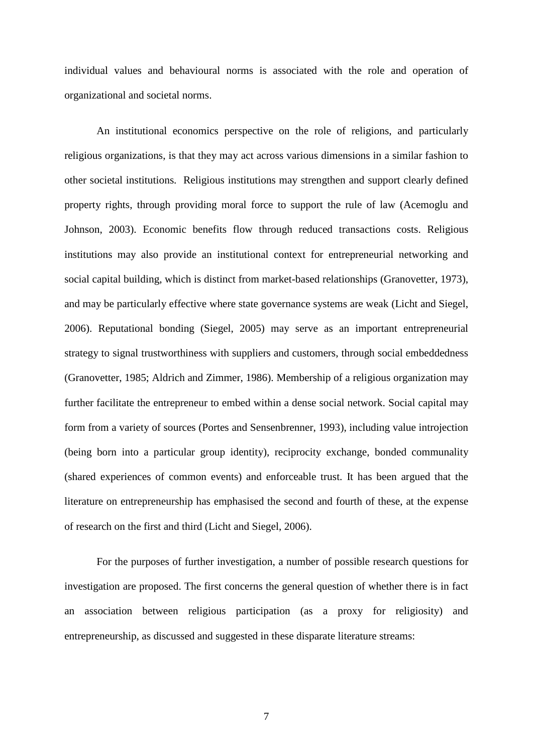individual values and behavioural norms is associated with the role and operation of organizational and societal norms.

An institutional economics perspective on the role of religions, and particularly religious organizations, is that they may act across various dimensions in a similar fashion to other societal institutions. Religious institutions may strengthen and support clearly defined property rights, through providing moral force to support the rule of law (Acemoglu and Johnson, 2003). Economic benefits flow through reduced transactions costs. Religious institutions may also provide an institutional context for entrepreneurial networking and social capital building, which is distinct from market-based relationships (Granovetter, 1973), and may be particularly effective where state governance systems are weak (Licht and Siegel, 2006). Reputational bonding (Siegel, 2005) may serve as an important entrepreneurial strategy to signal trustworthiness with suppliers and customers, through social embeddedness (Granovetter, 1985; Aldrich and Zimmer, 1986). Membership of a religious organization may further facilitate the entrepreneur to embed within a dense social network. Social capital may form from a variety of sources (Portes and Sensenbrenner, 1993), including value introjection (being born into a particular group identity), reciprocity exchange, bonded communality (shared experiences of common events) and enforceable trust. It has been argued that the literature on entrepreneurship has emphasised the second and fourth of these, at the expense of research on the first and third (Licht and Siegel, 2006).

For the purposes of further investigation, a number of possible research questions for investigation are proposed. The first concerns the general question of whether there is in fact an association between religious participation (as a proxy for religiosity) and entrepreneurship, as discussed and suggested in these disparate literature streams: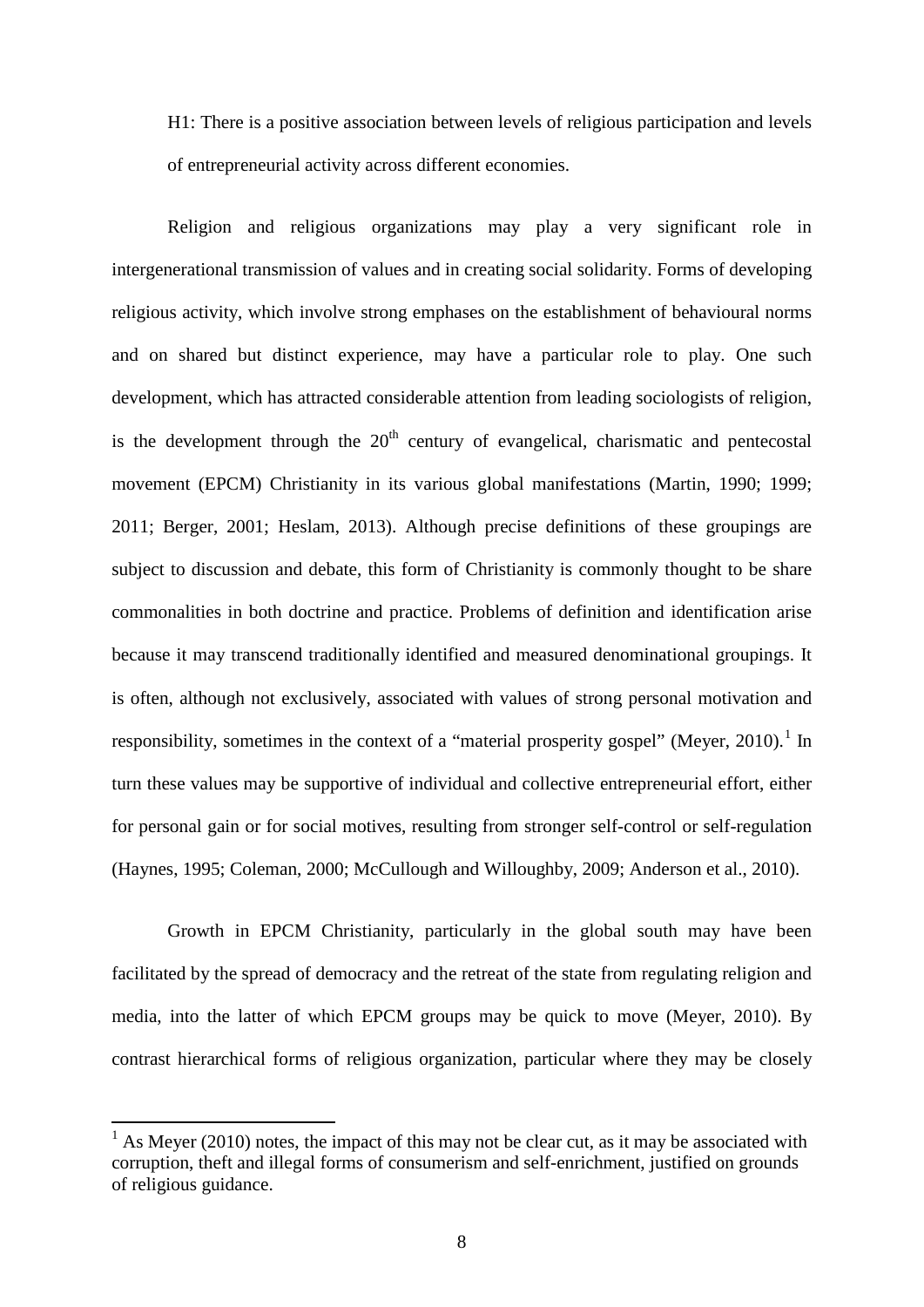H1: There is a positive association between levels of religious participation and levels of entrepreneurial activity across different economies.

Religion and religious organizations may play a very significant role in intergenerational transmission of values and in creating social solidarity. Forms of developing religious activity, which involve strong emphases on the establishment of behavioural norms and on shared but distinct experience, may have a particular role to play. One such development, which has attracted considerable attention from leading sociologists of religion, is the development through the 20th century of evangelical, charismatic and pentecostal movement (EPCM) Christianity in its various global manifestations (Martin, 1990; 1999; 2011; Berger, 2001; Heslam, 2013). Although precise definitions of these groupings are subject to discussion and debate, this form of Christianity is commonly thought to be share commonalities in both doctrine and practice. Problems of definition and identification arise because it may transcend traditionally identified and measured denominational groupings. It is often, although not exclusively, associated with values of strong personal motivation and responsibility, sometimes in the context of a "material prosperity gospel" (Meyer, 2010).[1] In turn these values may be supportive of individual and collective entrepreneurial effort, either for personal gain or for social motives, resulting from stronger self-control or self-regulation (Haynes, 1995; Coleman, 2000; McCullough and Willoughby, 2009; Anderson et al., 2010).

Growth in EPCM Christianity, particularly in the global south may have been facilitated by the spread of democracy and the retreat of the state from regulating religion and media, into the latter of which EPCM groups may be quick to move (Meyer, 2010). By contrast hierarchical forms of religious organization, particular where they may be closely

[1] As Meyer (2010) notes, the impact of this may not be clear cut, as it may be associated with corruption, theft and illegal forms of consumerism and self-enrichment, justified on grounds of religious guidance.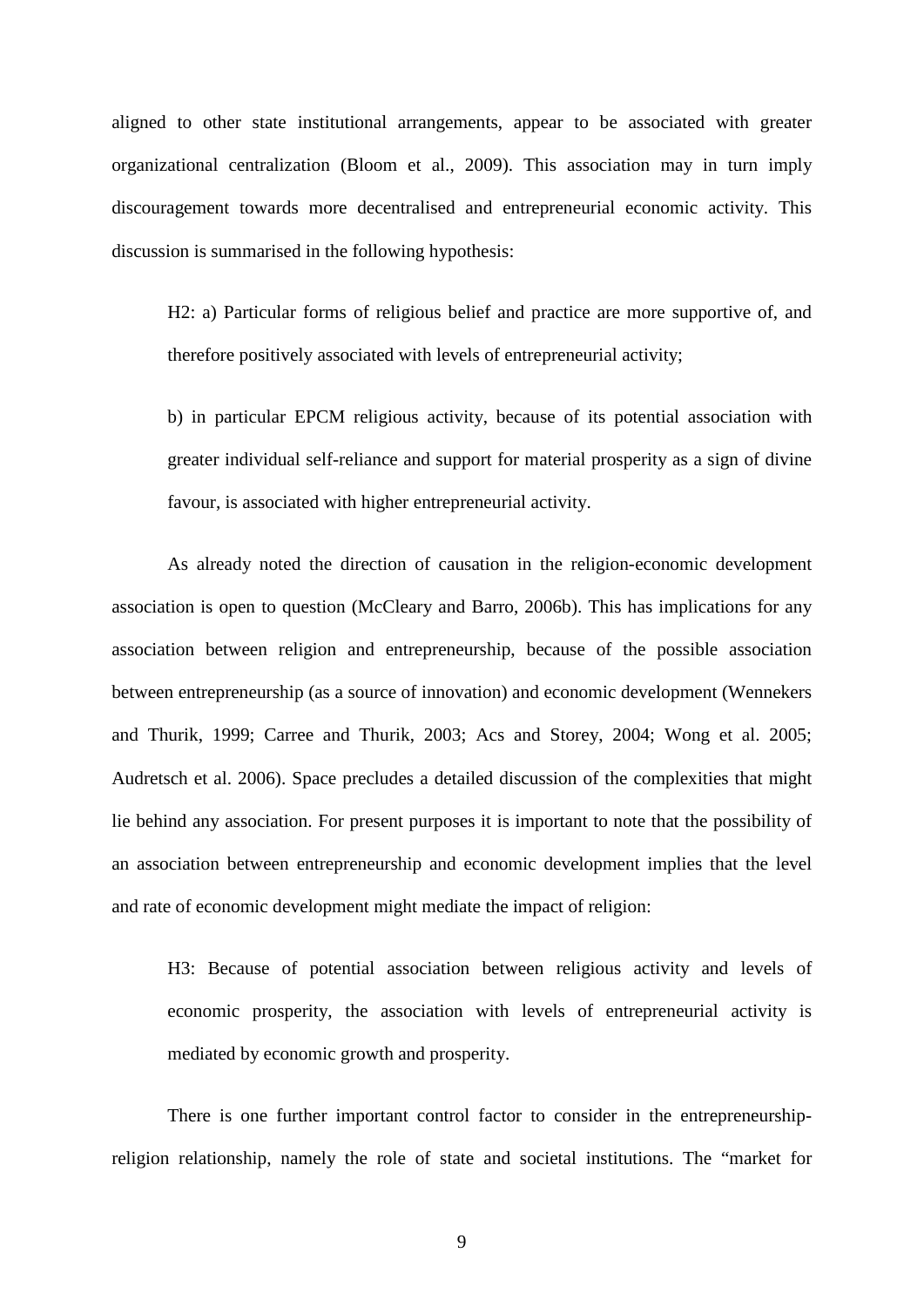aligned to other state institutional arrangements, appear to be associated with greater organizational centralization (Bloom et al., 2009). This association may in turn imply discouragement towards more decentralised and entrepreneurial economic activity. This discussion is summarised in the following hypothesis:

> H2: a) Particular forms of religious belief and practice are more supportive of, and therefore positively associated with levels of entrepreneurial activity;
>
> b) in particular EPCM religious activity, because of its potential association with greater individual self-reliance and support for material prosperity as a sign of divine favour, is associated with higher entrepreneurial activity.

As already noted the direction of causation in the religion-economic development association is open to question (McCleary and Barro, 2006b). This has implications for any association between religion and entrepreneurship, because of the possible association between entrepreneurship (as a source of innovation) and economic development (Wennekers and Thurik, 1999; Carree and Thurik, 2003; Acs and Storey, 2004; Wong et al. 2005; Audretsch et al. 2006). Space precludes a detailed discussion of the complexities that might lie behind any association. For present purposes it is important to note that the possibility of an association between entrepreneurship and economic development implies that the level and rate of economic development might mediate the impact of religion:

> H3: Because of potential association between religious activity and levels of economic prosperity, the association with levels of entrepreneurial activity is mediated by economic growth and prosperity.

There is one further important control factor to consider in the entrepreneurship-religion relationship, namely the role of state and societal institutions. The "market for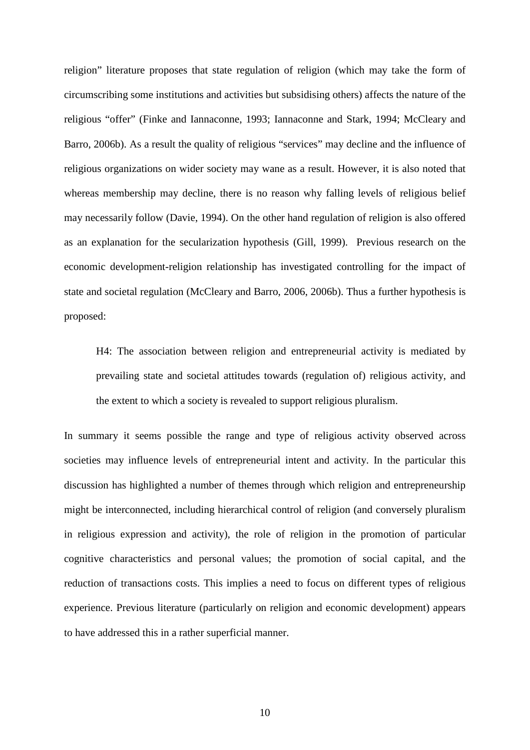religion" literature proposes that state regulation of religion (which may take the form of circumscribing some institutions and activities but subsidising others) affects the nature of the religious "offer" (Finke and Iannaconne, 1993; Iannaconne and Stark, 1994; McCleary and Barro, 2006b). As a result the quality of religious "services" may decline and the influence of religious organizations on wider society may wane as a result. However, it is also noted that whereas membership may decline, there is no reason why falling levels of religious belief may necessarily follow (Davie, 1994). On the other hand regulation of religion is also offered as an explanation for the secularization hypothesis (Gill, 1999). Previous research on the economic development-religion relationship has investigated controlling for the impact of state and societal regulation (McCleary and Barro, 2006, 2006b). Thus a further hypothesis is proposed:

> H4: The association between religion and entrepreneurial activity is mediated by prevailing state and societal attitudes towards (regulation of) religious activity, and the extent to which a society is revealed to support religious pluralism.

In summary it seems possible the range and type of religious activity observed across societies may influence levels of entrepreneurial intent and activity. In the particular this discussion has highlighted a number of themes through which religion and entrepreneurship might be interconnected, including hierarchical control of religion (and conversely pluralism in religious expression and activity), the role of religion in the promotion of particular cognitive characteristics and personal values; the promotion of social capital, and the reduction of transactions costs. This implies a need to focus on different types of religious experience. Previous literature (particularly on religion and economic development) appears to have addressed this in a rather superficial manner.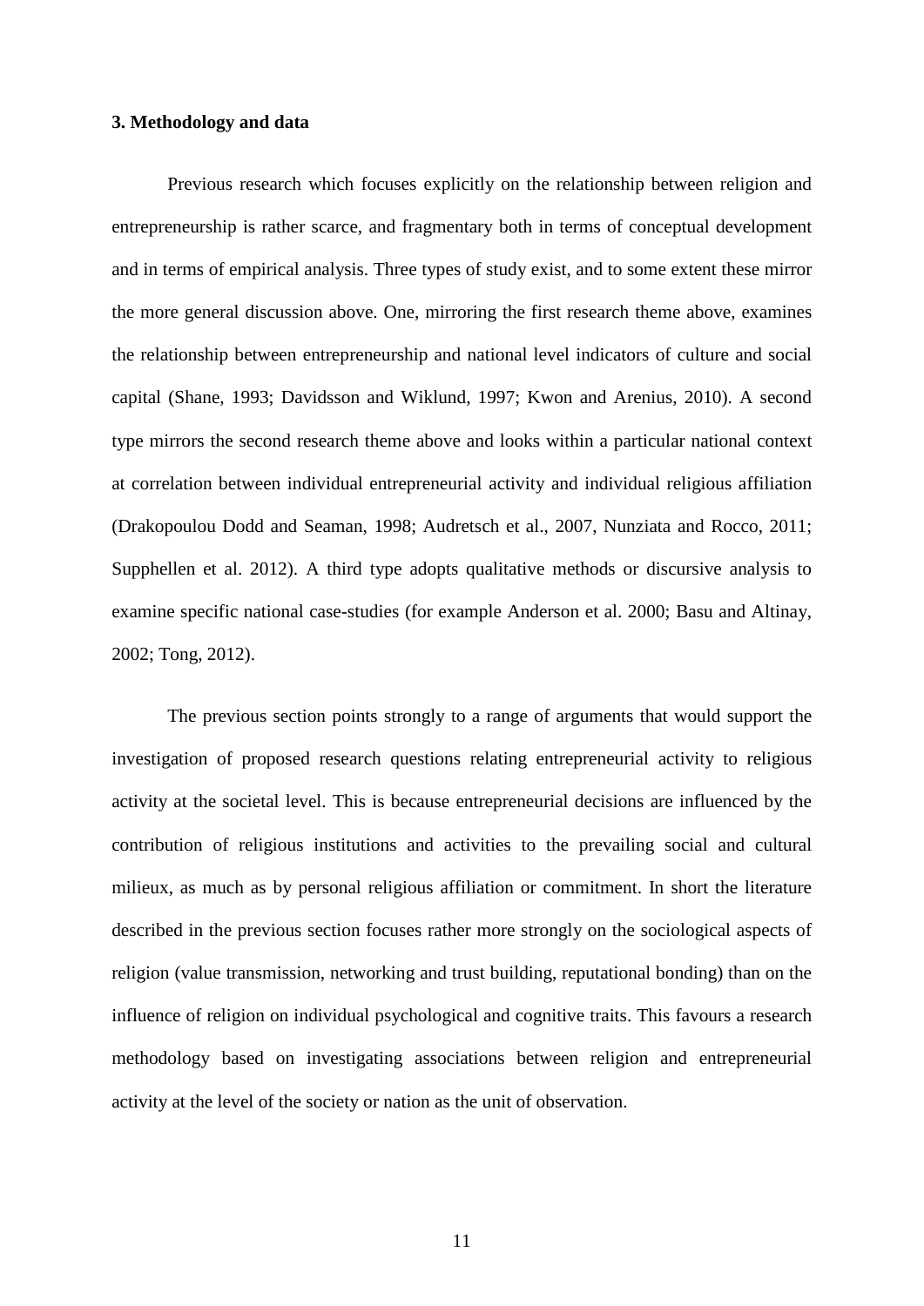### 3. Methodology and data

Previous research which focuses explicitly on the relationship between religion and entrepreneurship is rather scarce, and fragmentary both in terms of conceptual development and in terms of empirical analysis. Three types of study exist, and to some extent these mirror the more general discussion above. One, mirroring the first research theme above, examines the relationship between entrepreneurship and national level indicators of culture and social capital (Shane, 1993; Davidsson and Wiklund, 1997; Kwon and Arenius, 2010). A second type mirrors the second research theme above and looks within a particular national context at correlation between individual entrepreneurial activity and individual religious affiliation (Drakopoulou Dodd and Seaman, 1998; Audretsch et al., 2007, Nunziata and Rocco, 2011; Supphellen et al. 2012). A third type adopts qualitative methods or discursive analysis to examine specific national case-studies (for example Anderson et al. 2000; Basu and Altinay, 2002; Tong, 2012).

The previous section points strongly to a range of arguments that would support the investigation of proposed research questions relating entrepreneurial activity to religious activity at the societal level. This is because entrepreneurial decisions are influenced by the contribution of religious institutions and activities to the prevailing social and cultural milieux, as much as by personal religious affiliation or commitment. In short the literature described in the previous section focuses rather more strongly on the sociological aspects of religion (value transmission, networking and trust building, reputational bonding) than on the influence of religion on individual psychological and cognitive traits. This favours a research methodology based on investigating associations between religion and entrepreneurial activity at the level of the society or nation as the unit of observation.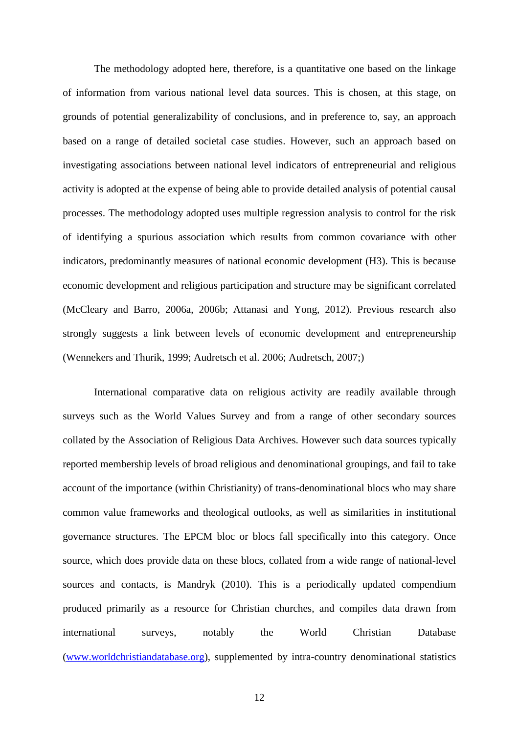The methodology adopted here, therefore, is a quantitative one based on the linkage of information from various national level data sources. This is chosen, at this stage, on grounds of potential generalizability of conclusions, and in preference to, say, an approach based on a range of detailed societal case studies. However, such an approach based on investigating associations between national level indicators of entrepreneurial and religious activity is adopted at the expense of being able to provide detailed analysis of potential causal processes. The methodology adopted uses multiple regression analysis to control for the risk of identifying a spurious association which results from common covariance with other indicators, predominantly measures of national economic development (H3). This is because economic development and religious participation and structure may be significant correlated (McCleary and Barro, 2006a, 2006b; Attanasi and Yong, 2012). Previous research also strongly suggests a link between levels of economic development and entrepreneurship (Wennekers and Thurik, 1999; Audretsch et al. 2006; Audretsch, 2007;)

International comparative data on religious activity are readily available through surveys such as the World Values Survey and from a range of other secondary sources collated by the Association of Religious Data Archives. However such data sources typically reported membership levels of broad religious and denominational groupings, and fail to take account of the importance (within Christianity) of trans-denominational blocs who may share common value frameworks and theological outlooks, as well as similarities in institutional governance structures. The EPCM bloc or blocs fall specifically into this category. Once source, which does provide data on these blocs, collated from a wide range of national-level sources and contacts, is Mandryk (2010). This is a periodically updated compendium produced primarily as a resource for Christian churches, and compiles data drawn from international surveys, notably the World Christian Database (www.worldchristiandatabase.org), supplemented by intra-country denominational statistics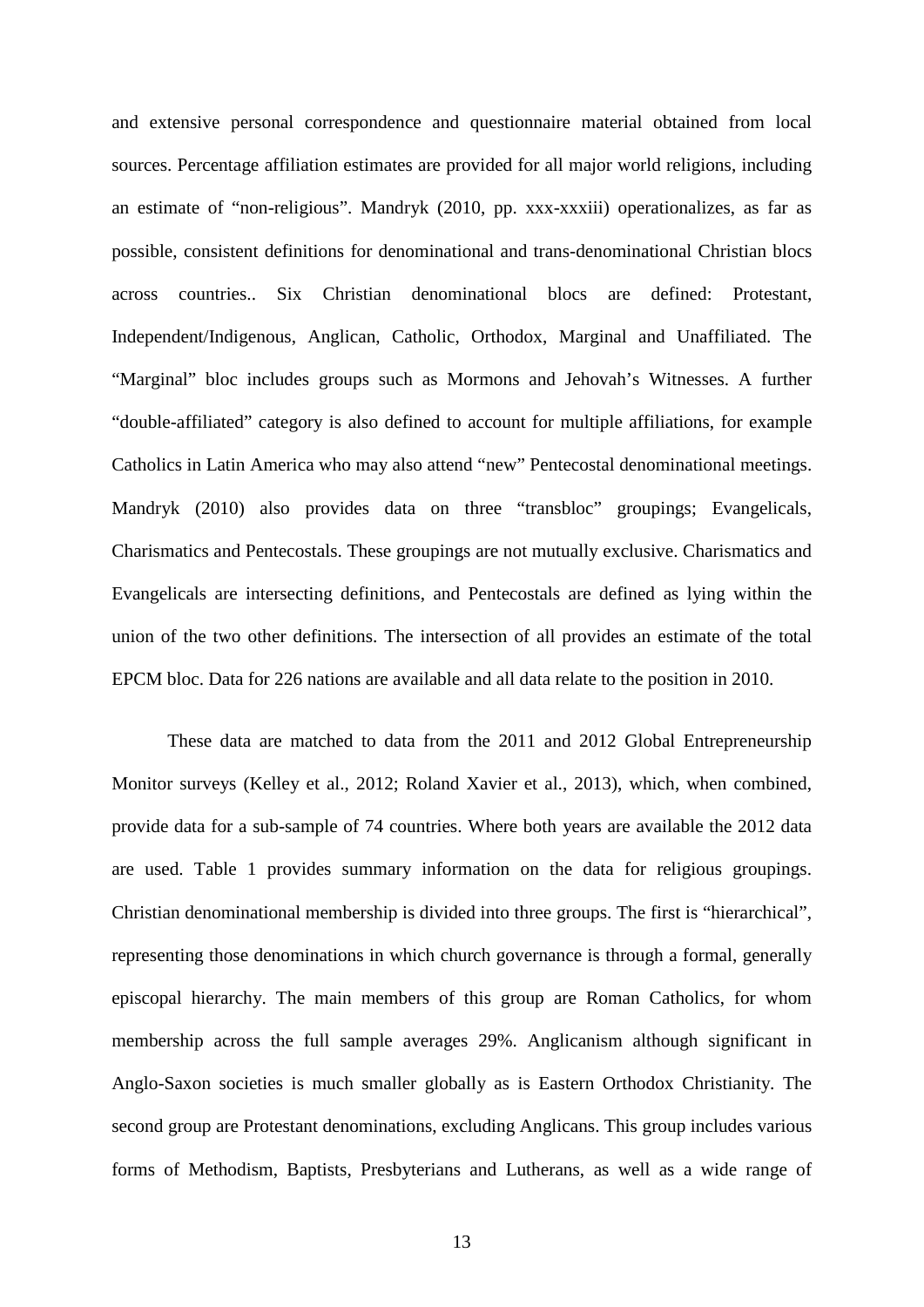and extensive personal correspondence and questionnaire material obtained from local sources. Percentage affiliation estimates are provided for all major world religions, including an estimate of "non-religious". Mandryk (2010, pp. xxx-xxxiii) operationalizes, as far as possible, consistent definitions for denominational and trans-denominational Christian blocs across countries.. Six Christian denominational blocs are defined: Protestant, Independent/Indigenous, Anglican, Catholic, Orthodox, Marginal and Unaffiliated. The "Marginal" bloc includes groups such as Mormons and Jehovah's Witnesses. A further "double-affiliated" category is also defined to account for multiple affiliations, for example Catholics in Latin America who may also attend "new" Pentecostal denominational meetings. Mandryk (2010) also provides data on three "transbloc" groupings; Evangelicals, Charismatics and Pentecostals. These groupings are not mutually exclusive. Charismatics and Evangelicals are intersecting definitions, and Pentecostals are defined as lying within the union of the two other definitions. The intersection of all provides an estimate of the total EPCM bloc. Data for 226 nations are available and all data relate to the position in 2010.

These data are matched to data from the 2011 and 2012 Global Entrepreneurship Monitor surveys (Kelley et al., 2012; Roland Xavier et al., 2013), which, when combined, provide data for a sub-sample of 74 countries. Where both years are available the 2012 data are used. Table 1 provides summary information on the data for religious groupings. Christian denominational membership is divided into three groups. The first is "hierarchical", representing those denominations in which church governance is through a formal, generally episcopal hierarchy. The main members of this group are Roman Catholics, for whom membership across the full sample averages 29%. Anglicanism although significant in Anglo-Saxon societies is much smaller globally as is Eastern Orthodox Christianity. The second group are Protestant denominations, excluding Anglicans. This group includes various forms of Methodism, Baptists, Presbyterians and Lutherans, as well as a wide range of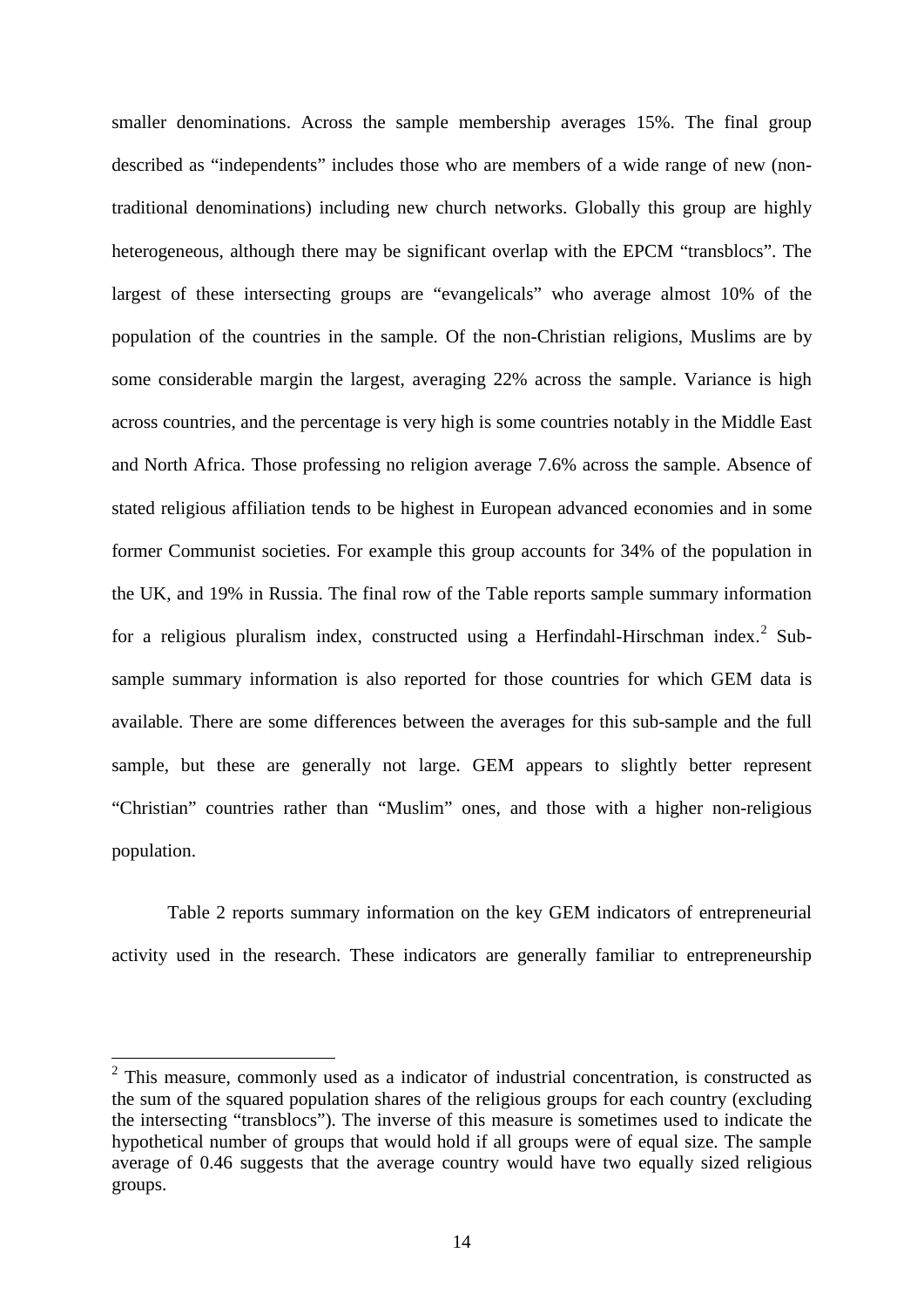smaller denominations. Across the sample membership averages 15%. The final group described as "independents" includes those who are members of a wide range of new (non-traditional denominations) including new church networks. Globally this group are highly heterogeneous, although there may be significant overlap with the EPCM "transblocs". The largest of these intersecting groups are "evangelicals" who average almost 10% of the population of the countries in the sample. Of the non-Christian religions, Muslims are by some considerable margin the largest, averaging 22% across the sample. Variance is high across countries, and the percentage is very high is some countries notably in the Middle East and North Africa. Those professing no religion average 7.6% across the sample. Absence of stated religious affiliation tends to be highest in European advanced economies and in some former Communist societies. For example this group accounts for 34% of the population in the UK, and 19% in Russia. The final row of the Table reports sample summary information for a religious pluralism index, constructed using a Herfindahl-Hirschman index.[2] Sub-sample summary information is also reported for those countries for which GEM data is available. There are some differences between the averages for this sub-sample and the full sample, but these are generally not large. GEM appears to slightly better represent "Christian" countries rather than "Muslim" ones, and those with a higher non-religious population.

Table 2 reports summary information on the key GEM indicators of entrepreneurial activity used in the research. These indicators are generally familiar to entrepreneurship

---

[2] This measure, commonly used as a indicator of industrial concentration, is constructed as the sum of the squared population shares of the religious groups for each country (excluding the intersecting "transblocs"). The inverse of this measure is sometimes used to indicate the hypothetical number of groups that would hold if all groups were of equal size. The sample average of 0.46 suggests that the average country would have two equally sized religious groups.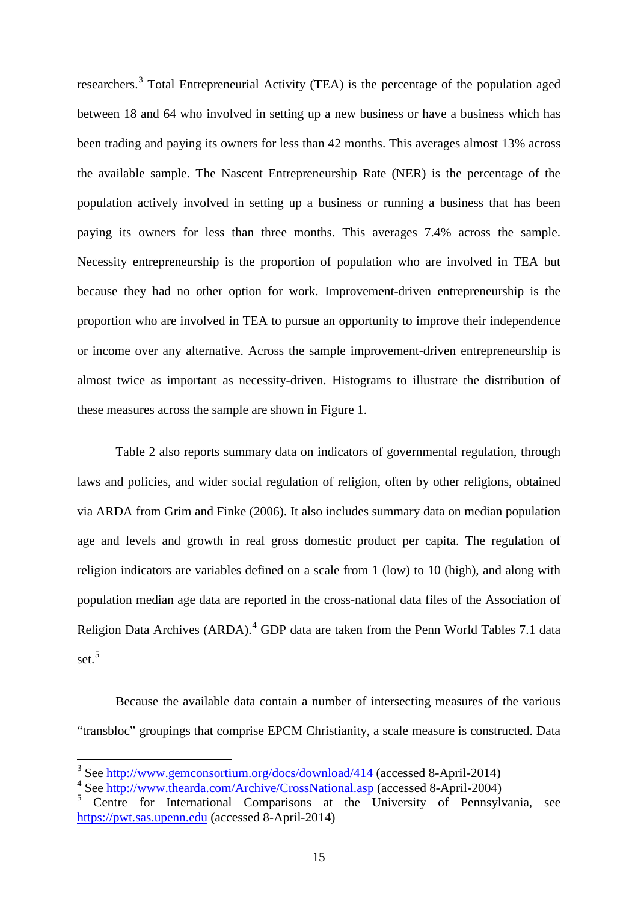researchers.[3] Total Entrepreneurial Activity (TEA) is the percentage of the population aged between 18 and 64 who involved in setting up a new business or have a business which has been trading and paying its owners for less than 42 months. This averages almost 13% across the available sample. The Nascent Entrepreneurship Rate (NER) is the percentage of the population actively involved in setting up a business or running a business that has been paying its owners for less than three months. This averages 7.4% across the sample. Necessity entrepreneurship is the proportion of population who are involved in TEA but because they had no other option for work. Improvement-driven entrepreneurship is the proportion who are involved in TEA to pursue an opportunity to improve their independence or income over any alternative. Across the sample improvement-driven entrepreneurship is almost twice as important as necessity-driven. Histograms to illustrate the distribution of these measures across the sample are shown in Figure 1.

Table 2 also reports summary data on indicators of governmental regulation, through laws and policies, and wider social regulation of religion, often by other religions, obtained via ARDA from Grim and Finke (2006). It also includes summary data on median population age and levels and growth in real gross domestic product per capita. The regulation of religion indicators are variables defined on a scale from 1 (low) to 10 (high), and along with population median age data are reported in the cross-national data files of the Association of Religion Data Archives (ARDA).[4] GDP data are taken from the Penn World Tables 7.1 data set.[5]

Because the available data contain a number of intersecting measures of the various "transbloc" groupings that comprise EPCM Christianity, a scale measure is constructed. Data

---

[3] See http://www.gemconsortium.org/docs/download/414 (accessed 8-April-2014)

[4] See http://www.thearda.com/Archive/CrossNational.asp (accessed 8-April-2004)

[5] Centre for International Comparisons at the University of Pennsylvania, see https://pwt.sas.upenn.edu (accessed 8-April-2014)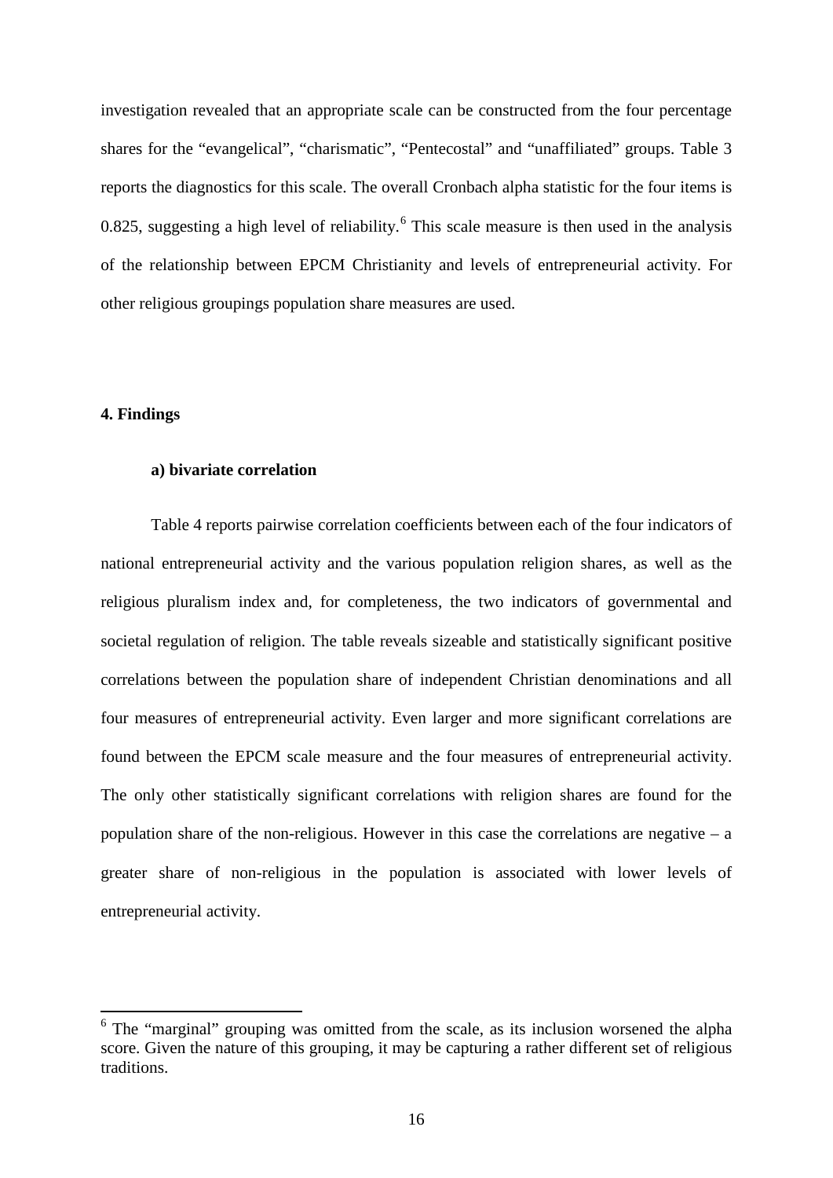investigation revealed that an appropriate scale can be constructed from the four percentage shares for the "evangelical", "charismatic", "Pentecostal" and "unaffiliated" groups. Table 3 reports the diagnostics for this scale. The overall Cronbach alpha statistic for the four items is 0.825, suggesting a high level of reliability.[6] This scale measure is then used in the analysis of the relationship between EPCM Christianity and levels of entrepreneurial activity. For other religious groupings population share measures are used.

## 4. Findings

### a) bivariate correlation

Table 4 reports pairwise correlation coefficients between each of the four indicators of national entrepreneurial activity and the various population religion shares, as well as the religious pluralism index and, for completeness, the two indicators of governmental and societal regulation of religion. The table reveals sizeable and statistically significant positive correlations between the population share of independent Christian denominations and all four measures of entrepreneurial activity. Even larger and more significant correlations are found between the EPCM scale measure and the four measures of entrepreneurial activity. The only other statistically significant correlations with religion shares are found for the population share of the non-religious. However in this case the correlations are negative – a greater share of non-religious in the population is associated with lower levels of entrepreneurial activity.

[6] The "marginal" grouping was omitted from the scale, as its inclusion worsened the alpha score. Given the nature of this grouping, it may be capturing a rather different set of religious traditions.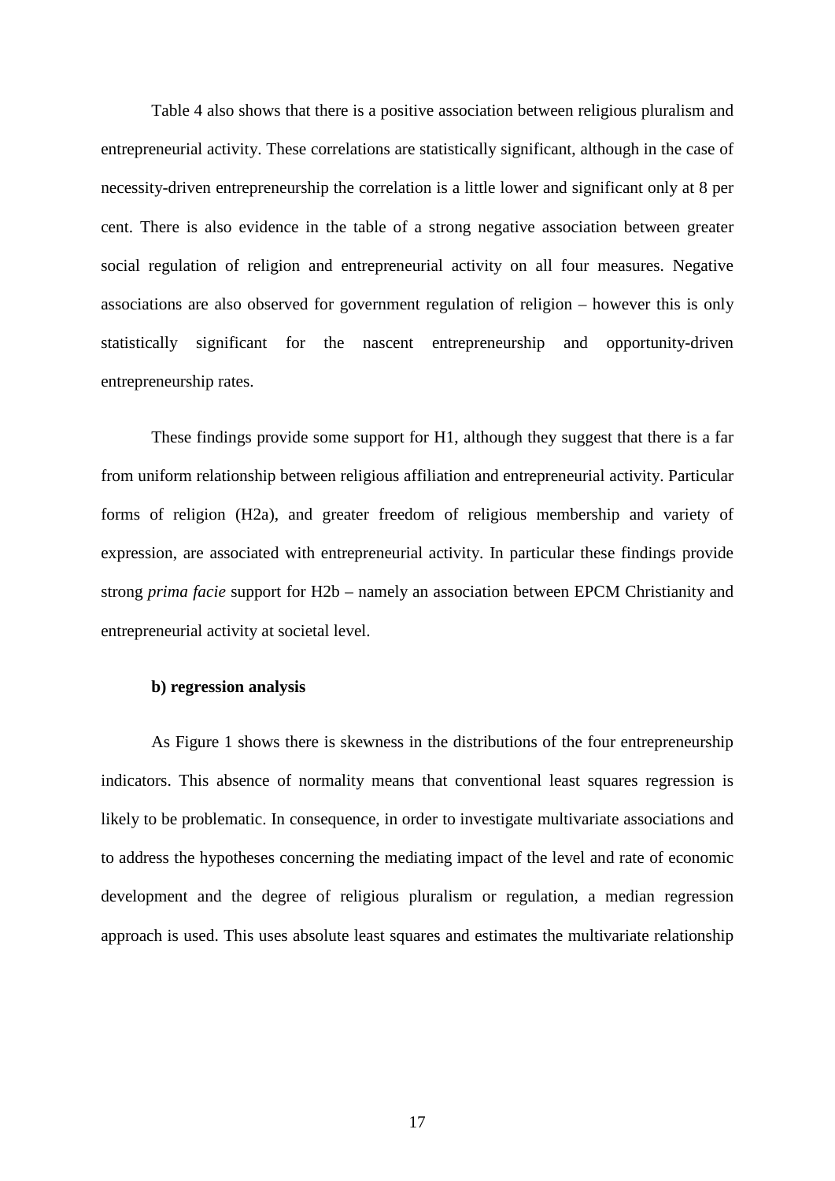Table 4 also shows that there is a positive association between religious pluralism and entrepreneurial activity. These correlations are statistically significant, although in the case of necessity-driven entrepreneurship the correlation is a little lower and significant only at 8 per cent. There is also evidence in the table of a strong negative association between greater social regulation of religion and entrepreneurial activity on all four measures. Negative associations are also observed for government regulation of religion – however this is only statistically significant for the nascent entrepreneurship and opportunity-driven entrepreneurship rates.

These findings provide some support for H1, although they suggest that there is a far from uniform relationship between religious affiliation and entrepreneurial activity. Particular forms of religion (H2a), and greater freedom of religious membership and variety of expression, are associated with entrepreneurial activity. In particular these findings provide strong *prima facie* support for H2b – namely an association between EPCM Christianity and entrepreneurial activity at societal level.

**b) regression analysis**

As Figure 1 shows there is skewness in the distributions of the four entrepreneurship indicators. This absence of normality means that conventional least squares regression is likely to be problematic. In consequence, in order to investigate multivariate associations and to address the hypotheses concerning the mediating impact of the level and rate of economic development and the degree of religious pluralism or regulation, a median regression approach is used. This uses absolute least squares and estimates the multivariate relationship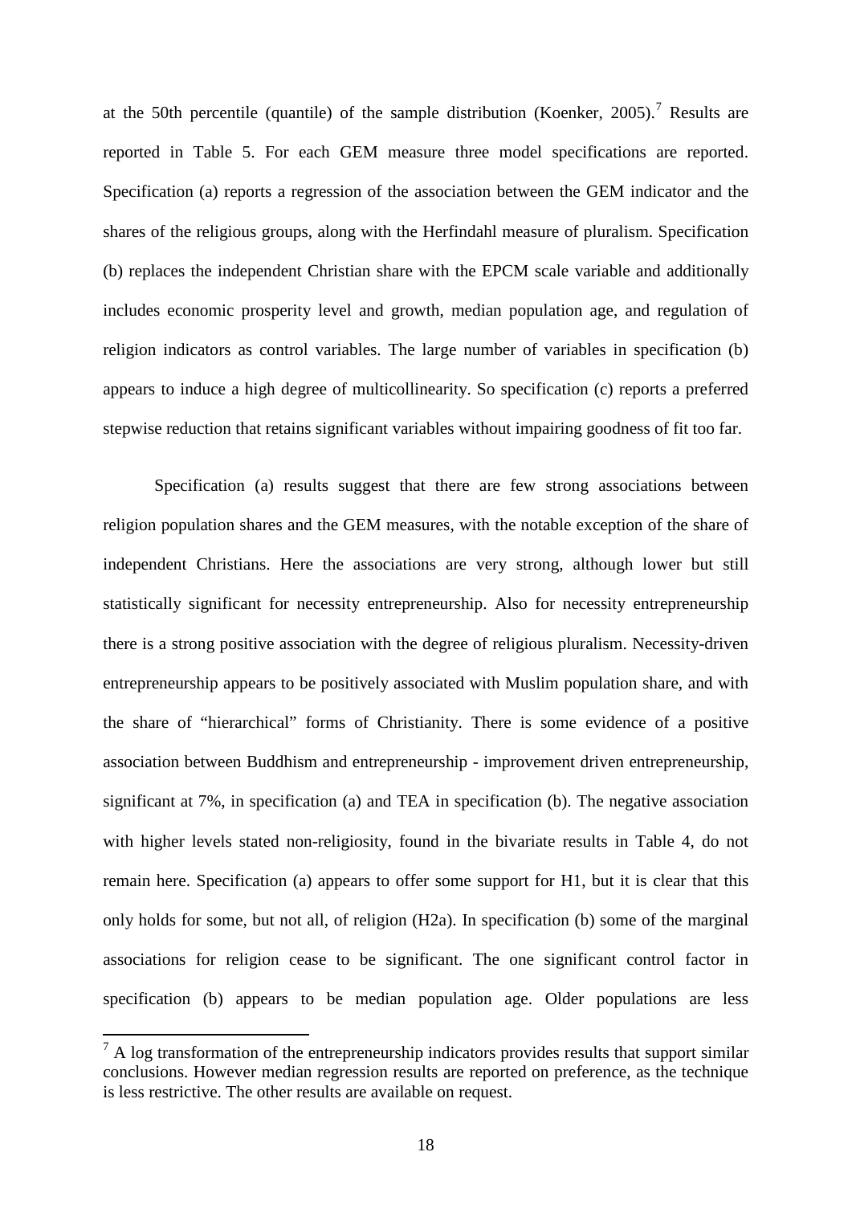at the 50th percentile (quantile) of the sample distribution (Koenker, 2005).[7] Results are reported in Table 5. For each GEM measure three model specifications are reported. Specification (a) reports a regression of the association between the GEM indicator and the shares of the religious groups, along with the Herfindahl measure of pluralism. Specification (b) replaces the independent Christian share with the EPCM scale variable and additionally includes economic prosperity level and growth, median population age, and regulation of religion indicators as control variables. The large number of variables in specification (b) appears to induce a high degree of multicollinearity. So specification (c) reports a preferred stepwise reduction that retains significant variables without impairing goodness of fit too far.

Specification (a) results suggest that there are few strong associations between religion population shares and the GEM measures, with the notable exception of the share of independent Christians. Here the associations are very strong, although lower but still statistically significant for necessity entrepreneurship. Also for necessity entrepreneurship there is a strong positive association with the degree of religious pluralism. Necessity-driven entrepreneurship appears to be positively associated with Muslim population share, and with the share of "hierarchical" forms of Christianity. There is some evidence of a positive association between Buddhism and entrepreneurship - improvement driven entrepreneurship, significant at 7%, in specification (a) and TEA in specification (b). The negative association with higher levels stated non-religiosity, found in the bivariate results in Table 4, do not remain here. Specification (a) appears to offer some support for H1, but it is clear that this only holds for some, but not all, of religion (H2a). In specification (b) some of the marginal associations for religion cease to be significant. The one significant control factor in specification (b) appears to be median population age. Older populations are less

[7] A log transformation of the entrepreneurship indicators provides results that support similar conclusions. However median regression results are reported on preference, as the technique is less restrictive. The other results are available on request.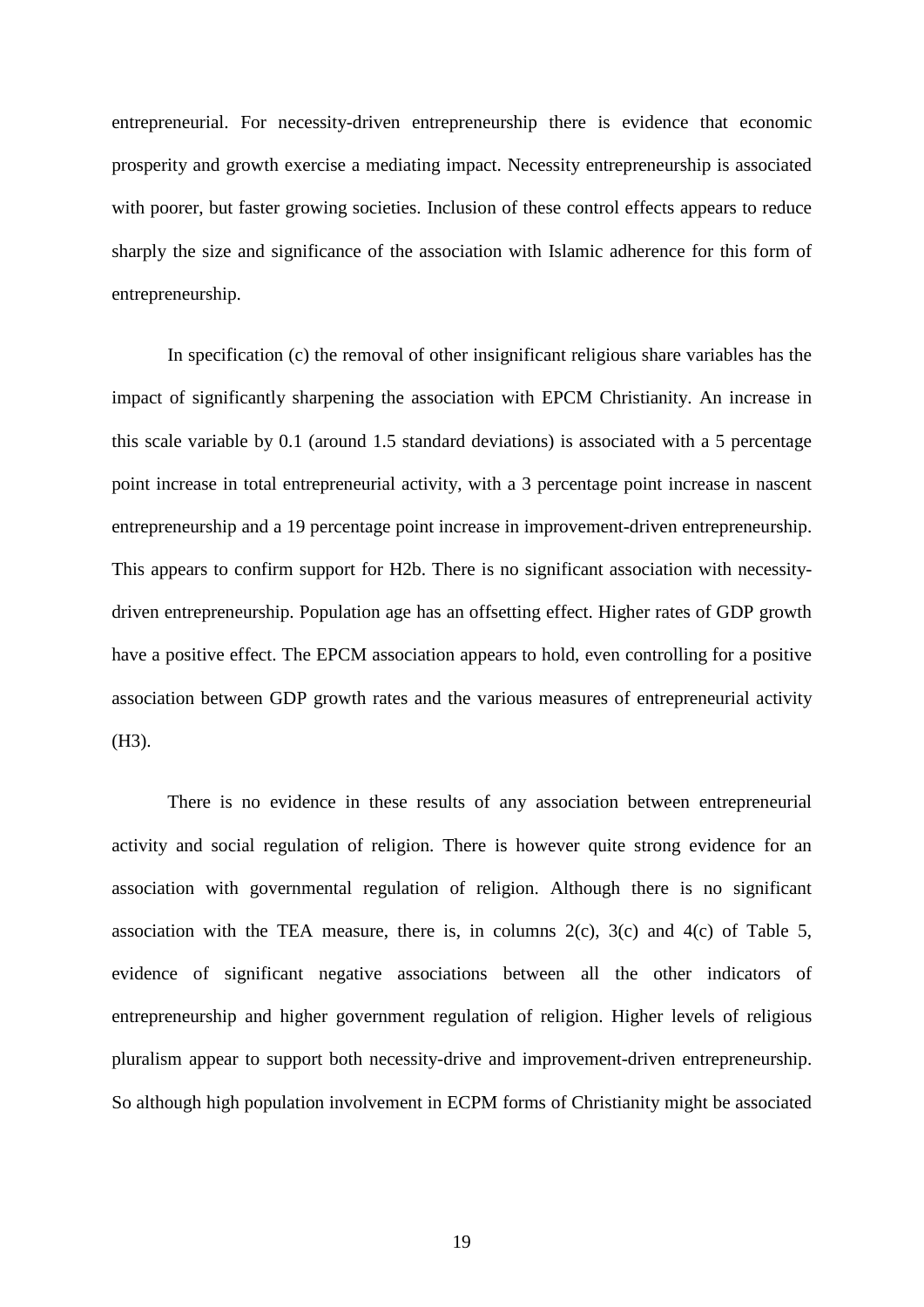entrepreneurial. For necessity-driven entrepreneurship there is evidence that economic prosperity and growth exercise a mediating impact. Necessity entrepreneurship is associated with poorer, but faster growing societies. Inclusion of these control effects appears to reduce sharply the size and significance of the association with Islamic adherence for this form of entrepreneurship.

In specification (c) the removal of other insignificant religious share variables has the impact of significantly sharpening the association with EPCM Christianity. An increase in this scale variable by 0.1 (around 1.5 standard deviations) is associated with a 5 percentage point increase in total entrepreneurial activity, with a 3 percentage point increase in nascent entrepreneurship and a 19 percentage point increase in improvement-driven entrepreneurship. This appears to confirm support for H2b. There is no significant association with necessity-driven entrepreneurship. Population age has an offsetting effect. Higher rates of GDP growth have a positive effect. The EPCM association appears to hold, even controlling for a positive association between GDP growth rates and the various measures of entrepreneurial activity (H3).

There is no evidence in these results of any association between entrepreneurial activity and social regulation of religion. There is however quite strong evidence for an association with governmental regulation of religion. Although there is no significant association with the TEA measure, there is, in columns 2(c), 3(c) and 4(c) of Table 5, evidence of significant negative associations between all the other indicators of entrepreneurship and higher government regulation of religion. Higher levels of religious pluralism appear to support both necessity-drive and improvement-driven entrepreneurship. So although high population involvement in ECPM forms of Christianity might be associated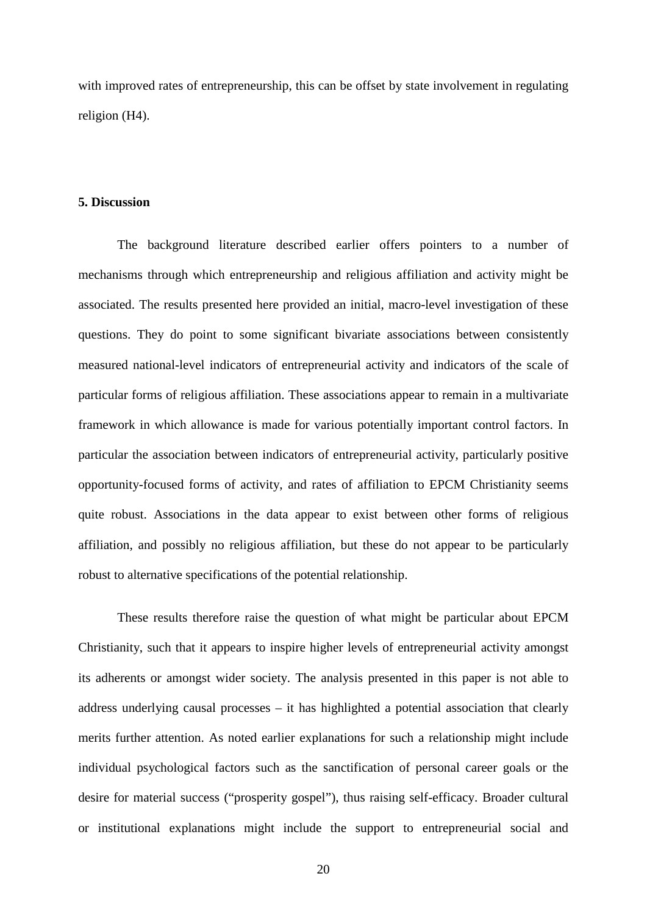with improved rates of entrepreneurship, this can be offset by state involvement in regulating religion (H4).

## 5. Discussion

The background literature described earlier offers pointers to a number of mechanisms through which entrepreneurship and religious affiliation and activity might be associated. The results presented here provided an initial, macro-level investigation of these questions. They do point to some significant bivariate associations between consistently measured national-level indicators of entrepreneurial activity and indicators of the scale of particular forms of religious affiliation. These associations appear to remain in a multivariate framework in which allowance is made for various potentially important control factors. In particular the association between indicators of entrepreneurial activity, particularly positive opportunity-focused forms of activity, and rates of affiliation to EPCM Christianity seems quite robust. Associations in the data appear to exist between other forms of religious affiliation, and possibly no religious affiliation, but these do not appear to be particularly robust to alternative specifications of the potential relationship.

These results therefore raise the question of what might be particular about EPCM Christianity, such that it appears to inspire higher levels of entrepreneurial activity amongst its adherents or amongst wider society. The analysis presented in this paper is not able to address underlying causal processes – it has highlighted a potential association that clearly merits further attention. As noted earlier explanations for such a relationship might include individual psychological factors such as the sanctification of personal career goals or the desire for material success ("prosperity gospel"), thus raising self-efficacy. Broader cultural or institutional explanations might include the support to entrepreneurial social and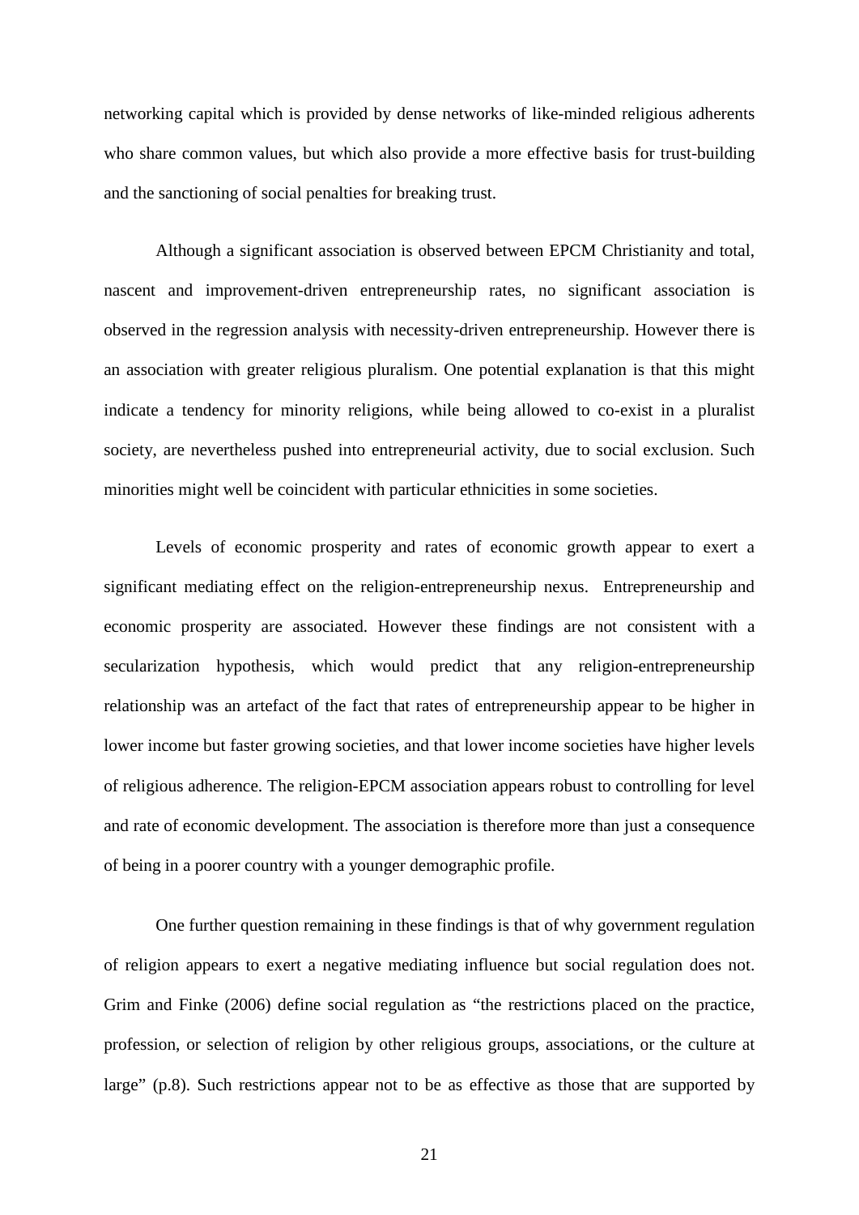networking capital which is provided by dense networks of like-minded religious adherents who share common values, but which also provide a more effective basis for trust-building and the sanctioning of social penalties for breaking trust.

Although a significant association is observed between EPCM Christianity and total, nascent and improvement-driven entrepreneurship rates, no significant association is observed in the regression analysis with necessity-driven entrepreneurship. However there is an association with greater religious pluralism. One potential explanation is that this might indicate a tendency for minority religions, while being allowed to co-exist in a pluralist society, are nevertheless pushed into entrepreneurial activity, due to social exclusion. Such minorities might well be coincident with particular ethnicities in some societies.

Levels of economic prosperity and rates of economic growth appear to exert a significant mediating effect on the religion-entrepreneurship nexus. Entrepreneurship and economic prosperity are associated. However these findings are not consistent with a secularization hypothesis, which would predict that any religion-entrepreneurship relationship was an artefact of the fact that rates of entrepreneurship appear to be higher in lower income but faster growing societies, and that lower income societies have higher levels of religious adherence. The religion-EPCM association appears robust to controlling for level and rate of economic development. The association is therefore more than just a consequence of being in a poorer country with a younger demographic profile.

One further question remaining in these findings is that of why government regulation of religion appears to exert a negative mediating influence but social regulation does not. Grim and Finke (2006) define social regulation as "the restrictions placed on the practice, profession, or selection of religion by other religious groups, associations, or the culture at large" (p.8). Such restrictions appear not to be as effective as those that are supported by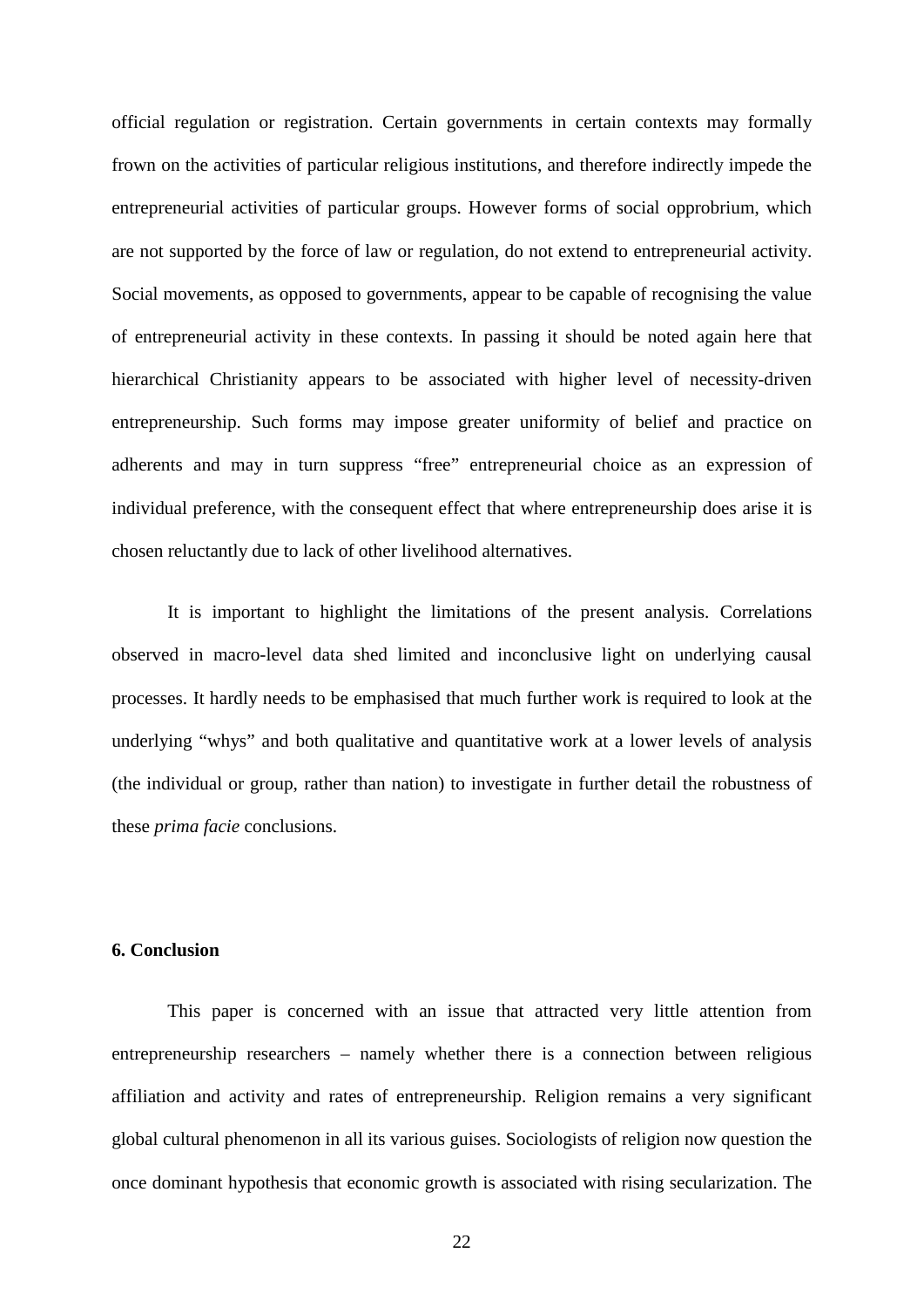official regulation or registration. Certain governments in certain contexts may formally frown on the activities of particular religious institutions, and therefore indirectly impede the entrepreneurial activities of particular groups. However forms of social opprobrium, which are not supported by the force of law or regulation, do not extend to entrepreneurial activity. Social movements, as opposed to governments, appear to be capable of recognising the value of entrepreneurial activity in these contexts. In passing it should be noted again here that hierarchical Christianity appears to be associated with higher level of necessity-driven entrepreneurship. Such forms may impose greater uniformity of belief and practice on adherents and may in turn suppress "free" entrepreneurial choice as an expression of individual preference, with the consequent effect that where entrepreneurship does arise it is chosen reluctantly due to lack of other livelihood alternatives.

It is important to highlight the limitations of the present analysis. Correlations observed in macro-level data shed limited and inconclusive light on underlying causal processes. It hardly needs to be emphasised that much further work is required to look at the underlying "whys" and both qualitative and quantitative work at a lower levels of analysis (the individual or group, rather than nation) to investigate in further detail the robustness of these *prima facie* conclusions.

## 6. Conclusion

This paper is concerned with an issue that attracted very little attention from entrepreneurship researchers – namely whether there is a connection between religious affiliation and activity and rates of entrepreneurship. Religion remains a very significant global cultural phenomenon in all its various guises. Sociologists of religion now question the once dominant hypothesis that economic growth is associated with rising secularization. The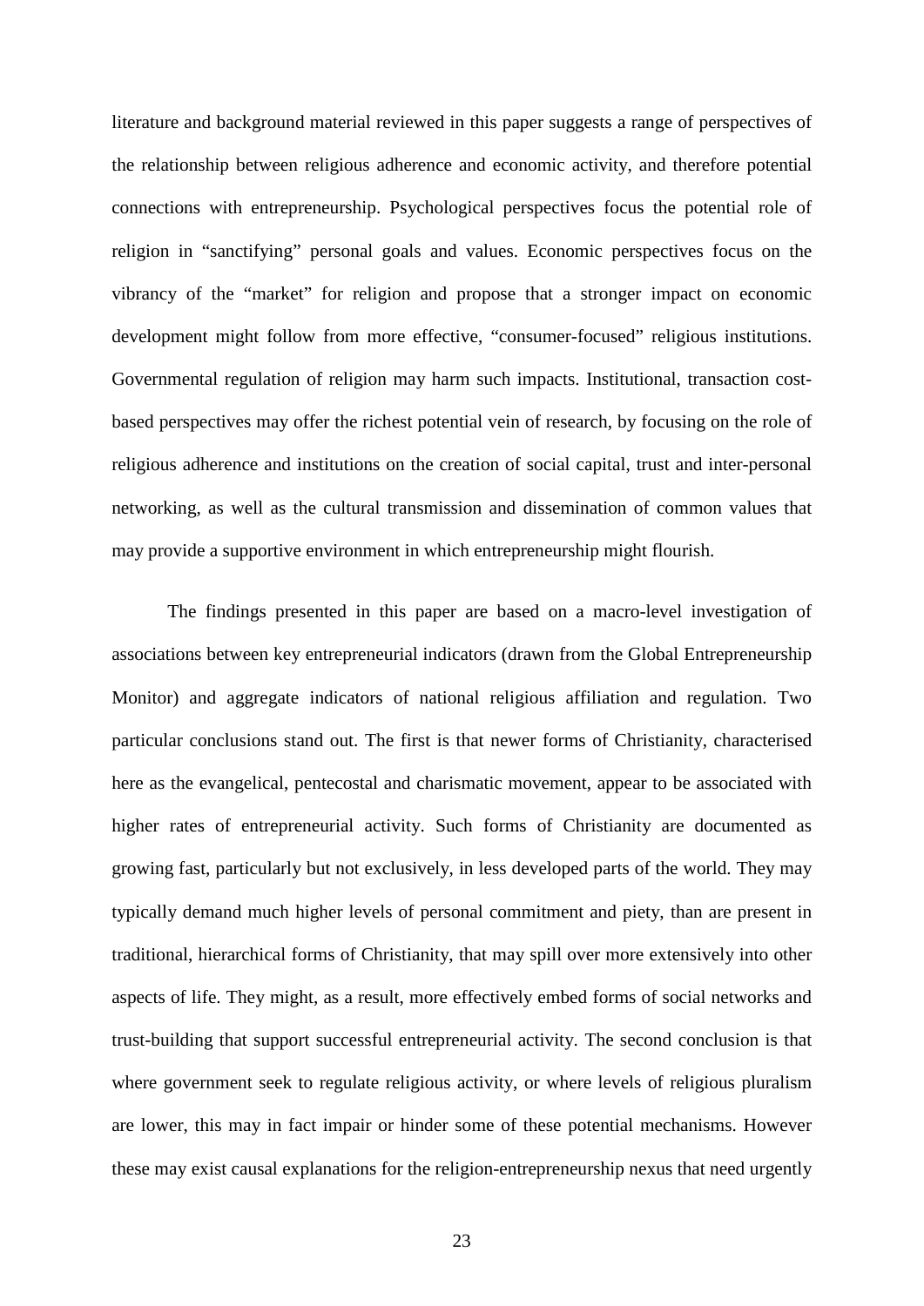literature and background material reviewed in this paper suggests a range of perspectives of the relationship between religious adherence and economic activity, and therefore potential connections with entrepreneurship. Psychological perspectives focus the potential role of religion in "sanctifying" personal goals and values. Economic perspectives focus on the vibrancy of the "market" for religion and propose that a stronger impact on economic development might follow from more effective, "consumer-focused" religious institutions. Governmental regulation of religion may harm such impacts. Institutional, transaction cost-based perspectives may offer the richest potential vein of research, by focusing on the role of religious adherence and institutions on the creation of social capital, trust and inter-personal networking, as well as the cultural transmission and dissemination of common values that may provide a supportive environment in which entrepreneurship might flourish.

The findings presented in this paper are based on a macro-level investigation of associations between key entrepreneurial indicators (drawn from the Global Entrepreneurship Monitor) and aggregate indicators of national religious affiliation and regulation. Two particular conclusions stand out. The first is that newer forms of Christianity, characterised here as the evangelical, pentecostal and charismatic movement, appear to be associated with higher rates of entrepreneurial activity. Such forms of Christianity are documented as growing fast, particularly but not exclusively, in less developed parts of the world. They may typically demand much higher levels of personal commitment and piety, than are present in traditional, hierarchical forms of Christianity, that may spill over more extensively into other aspects of life. They might, as a result, more effectively embed forms of social networks and trust-building that support successful entrepreneurial activity. The second conclusion is that where government seek to regulate religious activity, or where levels of religious pluralism are lower, this may in fact impair or hinder some of these potential mechanisms. However these may exist causal explanations for the religion-entrepreneurship nexus that need urgently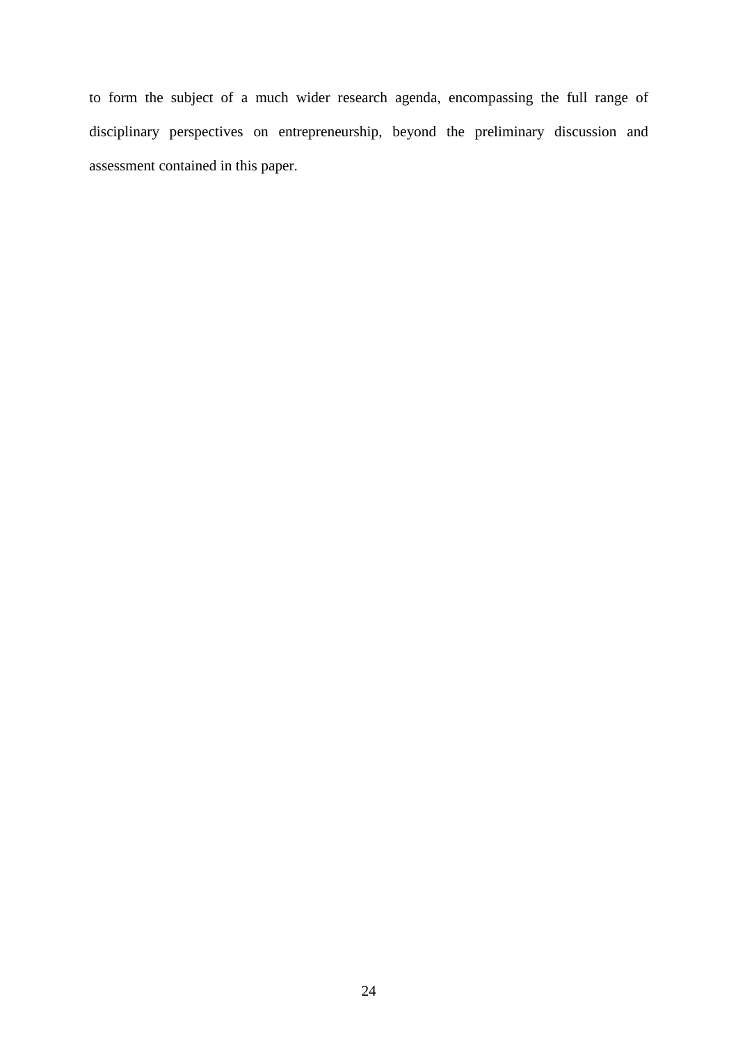to form the subject of a much wider research agenda, encompassing the full range of disciplinary perspectives on entrepreneurship, beyond the preliminary discussion and assessment contained in this paper.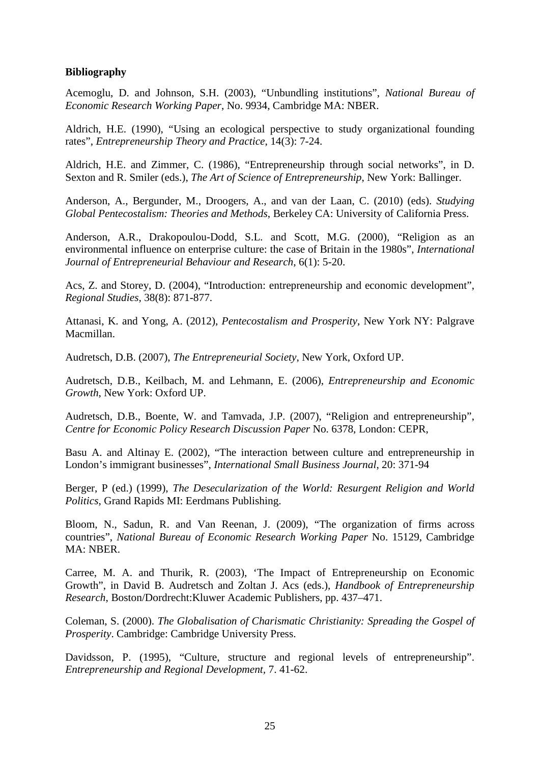**Bibliography**

Acemoglu, D. and Johnson, S.H. (2003), "Unbundling institutions", *National Bureau of Economic Research Working Paper*, No. 9934, Cambridge MA: NBER.

Aldrich, H.E. (1990), "Using an ecological perspective to study organizational founding rates", *Entrepreneurship Theory and Practice*, 14(3): 7-24.

Aldrich, H.E. and Zimmer, C. (1986), "Entrepreneurship through social networks", in D. Sexton and R. Smiler (eds.), *The Art of Science of Entrepreneurship*, New York: Ballinger.

Anderson, A., Bergunder, M., Droogers, A., and van der Laan, C. (2010) (eds). *Studying Global Pentecostalism: Theories and Methods*, Berkeley CA: University of California Press.

Anderson, A.R., Drakopoulou-Dodd, S.L. and Scott, M.G. (2000), "Religion as an environmental influence on enterprise culture: the case of Britain in the 1980s", *International Journal of Entrepreneurial Behaviour and Research*, 6(1): 5-20.

Acs, Z. and Storey, D. (2004), "Introduction: entrepreneurship and economic development", *Regional Studies*, 38(8): 871-877.

Attanasi, K. and Yong, A. (2012), *Pentecostalism and Prosperity*, New York NY: Palgrave Macmillan.

Audretsch, D.B. (2007), *The Entrepreneurial Society*, New York, Oxford UP.

Audretsch, D.B., Keilbach, M. and Lehmann, E. (2006), *Entrepreneurship and Economic Growth*, New York: Oxford UP.

Audretsch, D.B., Boente, W. and Tamvada, J.P. (2007), "Religion and entrepreneurship", *Centre for Economic Policy Research Discussion Paper* No. 6378, London: CEPR,

Basu A. and Altinay E. (2002), "The interaction between culture and entrepreneurship in London's immigrant businesses", *International Small Business Journal*, 20: 371-94

Berger, P (ed.) (1999), *The Desecularization of the World: Resurgent Religion and World Politics*, Grand Rapids MI: Eerdmans Publishing.

Bloom, N., Sadun, R. and Van Reenan, J. (2009), "The organization of firms across countries", *National Bureau of Economic Research Working Paper* No. 15129, Cambridge MA: NBER.

Carree, M. A. and Thurik, R. (2003), 'The Impact of Entrepreneurship on Economic Growth", in David B. Audretsch and Zoltan J. Acs (eds.), *Handbook of Entrepreneurship Research*, Boston/Dordrecht:Kluwer Academic Publishers, pp. 437–471.

Coleman, S. (2000). *The Globalisation of Charismatic Christianity: Spreading the Gospel of Prosperity*. Cambridge: Cambridge University Press.

Davidsson, P. (1995), "Culture, structure and regional levels of entrepreneurship". *Entrepreneurship and Regional Development*, 7. 41-62.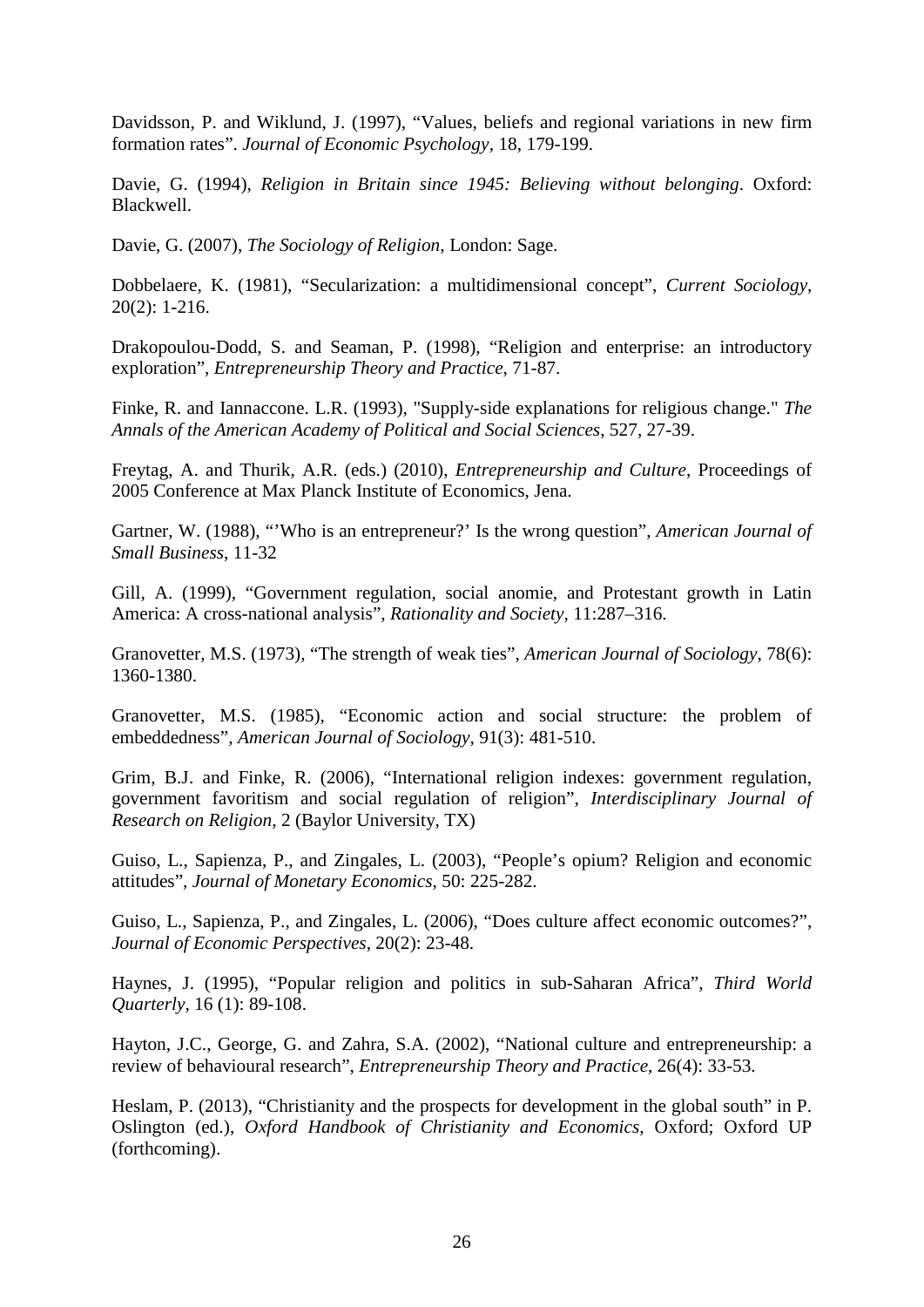Davidsson, P. and Wiklund, J. (1997), "Values, beliefs and regional variations in new firm formation rates". *Journal of Economic Psychology*, 18, 179-199.

Davie, G. (1994), *Religion in Britain since 1945: Believing without belonging*. Oxford: Blackwell.

Davie, G. (2007), *The Sociology of Religion*, London: Sage.

Dobbelaere, K. (1981), "Secularization: a multidimensional concept", *Current Sociology*, 20(2): 1-216.

Drakopoulou-Dodd, S. and Seaman, P. (1998), "Religion and enterprise: an introductory exploration", *Entrepreneurship Theory and Practice*, 71-87.

Finke, R. and Iannaccone. L.R. (1993), "Supply-side explanations for religious change." *The Annals of the American Academy of Political and Social Sciences*, 527, 27-39.

Freytag, A. and Thurik, A.R. (eds.) (2010), *Entrepreneurship and Culture*, Proceedings of 2005 Conference at Max Planck Institute of Economics, Jena.

Gartner, W. (1988), "'Who is an entrepreneur?' Is the wrong question", *American Journal of Small Business*, 11-32

Gill, A. (1999), "Government regulation, social anomie, and Protestant growth in Latin America: A cross-national analysis", *Rationality and Society*, 11:287–316.

Granovetter, M.S. (1973), "The strength of weak ties", *American Journal of Sociology*, 78(6): 1360-1380.

Granovetter, M.S. (1985), "Economic action and social structure: the problem of embeddedness", *American Journal of Sociology*, 91(3): 481-510.

Grim, B.J. and Finke, R. (2006), "International religion indexes: government regulation, government favoritism and social regulation of religion", *Interdisciplinary Journal of Research on Religion*, 2 (Baylor University, TX)

Guiso, L., Sapienza, P., and Zingales, L. (2003), "People's opium? Religion and economic attitudes", *Journal of Monetary Economics*, 50: 225-282.

Guiso, L., Sapienza, P., and Zingales, L. (2006), "Does culture affect economic outcomes?", *Journal of Economic Perspectives*, 20(2): 23-48.

Haynes, J. (1995), "Popular religion and politics in sub-Saharan Africa", *Third World Quarterly*, 16 (1): 89-108.

Hayton, J.C., George, G. and Zahra, S.A. (2002), "National culture and entrepreneurship: a review of behavioural research", *Entrepreneurship Theory and Practice*, 26(4): 33-53.

Heslam, P. (2013), "Christianity and the prospects for development in the global south" in P. Oslington (ed.), *Oxford Handbook of Christianity and Economics*, Oxford; Oxford UP (forthcoming).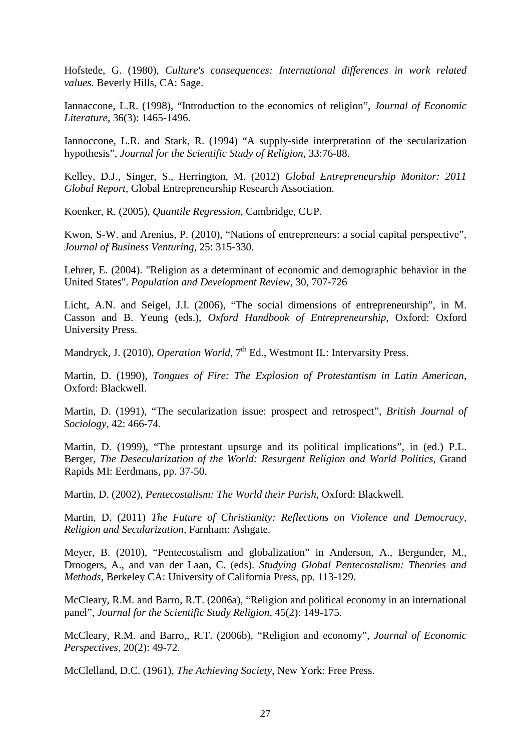Hofstede, G. (1980), *Culture's consequences: International differences in work related values*. Beverly Hills, CA: Sage.

Iannaccone, L.R. (1998), "Introduction to the economics of religion", *Journal of Economic Literature*, 36(3): 1465-1496.

Iannoccone, L.R. and Stark, R. (1994) "A supply-side interpretation of the secularization hypothesis", *Journal for the Scientific Study of Religion*, 33:76-88.

Kelley, D.J., Singer, S., Herrington, M. (2012) *Global Entrepreneurship Monitor: 2011 Global Report*, Global Entrepreneurship Research Association.

Koenker, R. (2005), *Quantile Regression*, Cambridge, CUP.

Kwon, S-W. and Arenius, P. (2010), "Nations of entrepreneurs: a social capital perspective", *Journal of Business Venturing*, 25: 315-330.

Lehrer, E. (2004). "Religion as a determinant of economic and demographic behavior in the United States". *Population and Development Review*, 30, 707-726

Licht, A.N. and Seigel, J.I. (2006), "The social dimensions of entrepreneurship", in M. Casson and B. Yeung (eds.), *Oxford Handbook of Entrepreneurship*, Oxford: Oxford University Press.

Mandryck, J. (2010), *Operation World*, 7th Ed., Westmont IL: Intervarsity Press.

Martin, D. (1990), *Tongues of Fire: The Explosion of Protestantism in Latin American*, Oxford: Blackwell.

Martin, D. (1991), "The secularization issue: prospect and retrospect", *British Journal of Sociology*, 42: 466-74.

Martin, D. (1999), "The protestant upsurge and its political implications", in (ed.) P.L. Berger, *The Desecularization of the World: Resurgent Religion and World Politics*, Grand Rapids MI: Eerdmans, pp. 37-50.

Martin, D. (2002), *Pentecostalism: The World their Parish*, Oxford: Blackwell.

Martin, D. (2011) *The Future of Christianity: Reflections on Violence and Democracy, Religion and Secularization*, Farnham: Ashgate.

Meyer, B. (2010), "Pentecostalism and globalization" in Anderson, A., Bergunder, M., Droogers, A., and van der Laan, C. (eds). *Studying Global Pentecostalism: Theories and Methods*, Berkeley CA: University of California Press, pp. 113-129.

McCleary, R.M. and Barro, R.T. (2006a), "Religion and political economy in an international panel", *Journal for the Scientific Study Religion*, 45(2): 149-175.

McCleary, R.M. and Barro,, R.T. (2006b), "Religion and economy", *Journal of Economic Perspectives*, 20(2): 49-72.

McClelland, D.C. (1961), *The Achieving Society*, New York: Free Press.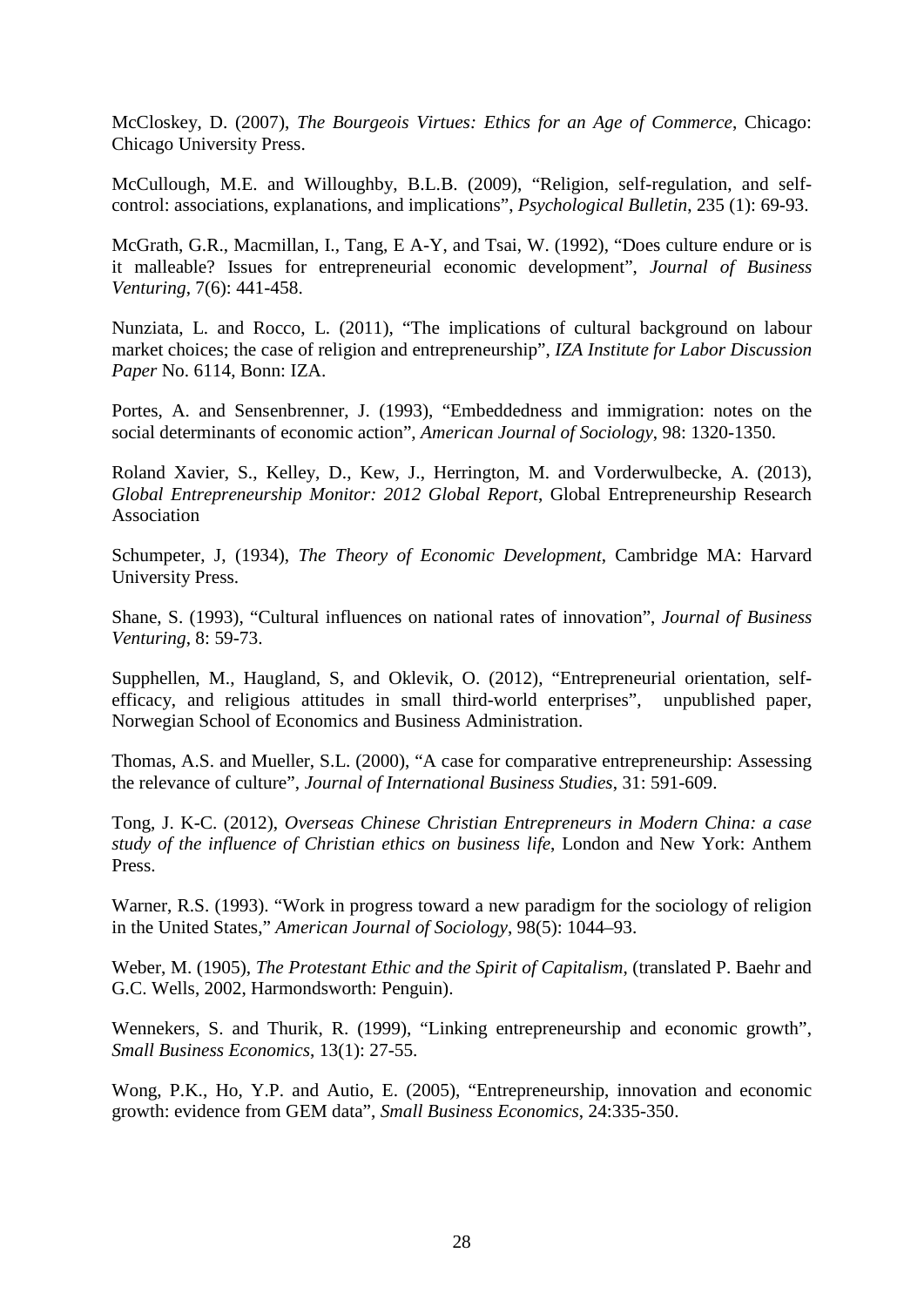McCloskey, D. (2007), *The Bourgeois Virtues: Ethics for an Age of Commerce*, Chicago: Chicago University Press.

McCullough, M.E. and Willoughby, B.L.B. (2009), "Religion, self-regulation, and self-control: associations, explanations, and implications", *Psychological Bulletin*, 235 (1): 69-93.

McGrath, G.R., Macmillan, I., Tang, E A-Y, and Tsai, W. (1992), "Does culture endure or is it malleable? Issues for entrepreneurial economic development", *Journal of Business Venturing*, 7(6): 441-458.

Nunziata, L. and Rocco, L. (2011), "The implications of cultural background on labour market choices; the case of religion and entrepreneurship", *IZA Institute for Labor Discussion Paper* No. 6114, Bonn: IZA.

Portes, A. and Sensenbrenner, J. (1993), "Embeddedness and immigration: notes on the social determinants of economic action", *American Journal of Sociology*, 98: 1320-1350.

Roland Xavier, S., Kelley, D., Kew, J., Herrington, M. and Vorderwulbecke, A. (2013), *Global Entrepreneurship Monitor: 2012 Global Report*, Global Entrepreneurship Research Association

Schumpeter, J, (1934), *The Theory of Economic Development*, Cambridge MA: Harvard University Press.

Shane, S. (1993), "Cultural influences on national rates of innovation", *Journal of Business Venturing*, 8: 59-73.

Supphellen, M., Haugland, S, and Oklevik, O. (2012), "Entrepreneurial orientation, self-efficacy, and religious attitudes in small third-world enterprises", unpublished paper, Norwegian School of Economics and Business Administration.

Thomas, A.S. and Mueller, S.L. (2000), "A case for comparative entrepreneurship: Assessing the relevance of culture", *Journal of International Business Studies*, 31: 591-609.

Tong, J. K-C. (2012), *Overseas Chinese Christian Entrepreneurs in Modern China: a case study of the influence of Christian ethics on business life*, London and New York: Anthem Press.

Warner, R.S. (1993). "Work in progress toward a new paradigm for the sociology of religion in the United States," *American Journal of Sociology*, 98(5): 1044–93.

Weber, M. (1905), *The Protestant Ethic and the Spirit of Capitalism*, (translated P. Baehr and G.C. Wells, 2002, Harmondsworth: Penguin).

Wennekers, S. and Thurik, R. (1999), "Linking entrepreneurship and economic growth", *Small Business Economics*, 13(1): 27-55.

Wong, P.K., Ho, Y.P. and Autio, E. (2005), "Entrepreneurship, innovation and economic growth: evidence from GEM data", *Small Business Economics*, 24:335-350.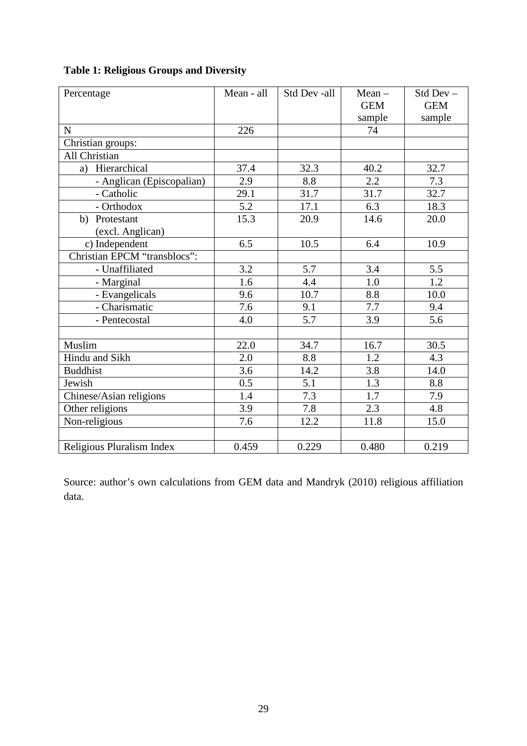**Table 1: Religious Groups and Diversity**

| Percentage | Mean - all | Std Dev -all | Mean – GEM sample | Std Dev – GEM sample |
|---|---|---|---|---|
| N | 226 | | 74 | |
| Christian groups: | | | | |
| All Christian | | | | |
| a) Hierarchical | 37.4 | 32.3 | 40.2 | 32.7 |
| - Anglican (Episcopalian) | 2.9 | 8.8 | 2.2 | 7.3 |
| - Catholic | 29.1 | 31.7 | 31.7 | 32.7 |
| - Orthodox | 5.2 | 17.1 | 6.3 | 18.3 |
| b) Protestant (excl. Anglican) | 15.3 | 20.9 | 14.6 | 20.0 |
| c) Independent | 6.5 | 10.5 | 6.4 | 10.9 |
| Christian EPCM "transblocs": | | | | |
| - Unaffiliated | 3.2 | 5.7 | 3.4 | 5.5 |
| - Marginal | 1.6 | 4.4 | 1.0 | 1.2 |
| - Evangelicals | 9.6 | 10.7 | 8.8 | 10.0 |
| - Charismatic | 7.6 | 9.1 | 7.7 | 9.4 |
| - Pentecostal | 4.0 | 5.7 | 3.9 | 5.6 |
| | | | | |
| Muslim | 22.0 | 34.7 | 16.7 | 30.5 |
| Hindu and Sikh | 2.0 | 8.8 | 1.2 | 4.3 |
| Buddhist | 3.6 | 14.2 | 3.8 | 14.0 |
| Jewish | 0.5 | 5.1 | 1.3 | 8.8 |
| Chinese/Asian religions | 1.4 | 7.3 | 1.7 | 7.9 |
| Other religions | 3.9 | 7.8 | 2.3 | 4.8 |
| Non-religious | 7.6 | 12.2 | 11.8 | 15.0 |
| | | | | |
| Religious Pluralism Index | 0.459 | 0.229 | 0.480 | 0.219 |

Source: author's own calculations from GEM data and Mandryk (2010) religious affiliation data.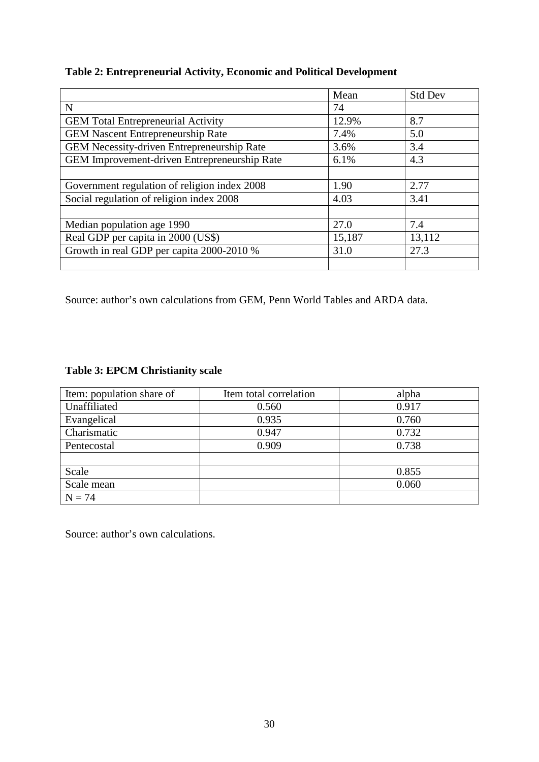**Table 2: Entrepreneurial Activity, Economic and Political Development**

| | Mean | Std Dev |
|---|---|---|
| N | 74 | |
| GEM Total Entrepreneurial Activity | 12.9% | 8.7 |
| GEM Nascent Entrepreneurship Rate | 7.4% | 5.0 |
| GEM Necessity-driven Entrepreneurship Rate | 3.6% | 3.4 |
| GEM Improvement-driven Entrepreneurship Rate | 6.1% | 4.3 |
| | | |
| Government regulation of religion index 2008 | 1.90 | 2.77 |
| Social regulation of religion index 2008 | 4.03 | 3.41 |
| | | |
| Median population age 1990 | 27.0 | 7.4 |
| Real GDP per capita in 2000 (US$) | 15,187 | 13,112 |
| Growth in real GDP per capita 2000-2010 % | 31.0 | 27.3 |
| | | |

Source: author's own calculations from GEM, Penn World Tables and ARDA data.

**Table 3: EPCM Christianity scale**

| Item: population share of | Item total correlation | alpha |
|---|---|---|
| Unaffiliated | 0.560 | 0.917 |
| Evangelical | 0.935 | 0.760 |
| Charismatic | 0.947 | 0.732 |
| Pentecostal | 0.909 | 0.738 |
| | | |
| Scale | | 0.855 |
| Scale mean | | 0.060 |
| N = 74 | | |

Source: author's own calculations.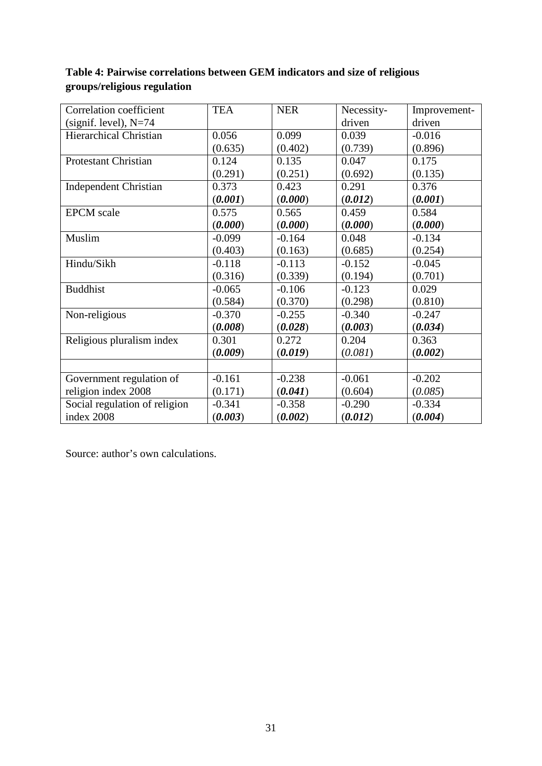**Table 4: Pairwise correlations between GEM indicators and size of religious groups/religious regulation**

| Correlation coefficient (signif. level), N=74 | TEA | NER | Necessity-driven | Improvement-driven |
|---|---|---|---|---|
| Hierarchical Christian | 0.056 (0.635) | 0.099 (0.402) | 0.039 (0.739) | -0.016 (0.896) |
| Protestant Christian | 0.124 (0.291) | 0.135 (0.251) | 0.047 (0.692) | 0.175 (0.135) |
| Independent Christian | 0.373 (***0.001***) | 0.423 (***0.000***) | 0.291 (***0.012***) | 0.376 (***0.001***) |
| EPCM scale | 0.575 (***0.000***) | 0.565 (***0.000***) | 0.459 (***0.000***) | 0.584 (***0.000***) |
| Muslim | -0.099 (0.403) | -0.164 (0.163) | 0.048 (0.685) | -0.134 (0.254) |
| Hindu/Sikh | -0.118 (0.316) | -0.113 (0.339) | -0.152 (0.194) | -0.045 (0.701) |
| Buddhist | -0.065 (0.584) | -0.106 (0.370) | -0.123 (0.298) | 0.029 (0.810) |
| Non-religious | -0.370 (***0.008***) | -0.255 (***0.028***) | -0.340 (***0.003***) | -0.247 (***0.034***) |
| Religious pluralism index | 0.301 (***0.009***) | 0.272 (***0.019***) | 0.204 (*0.081*) | 0.363 (***0.002***) |
| | | | | |
| Government regulation of religion index 2008 | -0.161 (0.171) | -0.238 (***0.041***) | -0.061 (0.604) | -0.202 (*0.085*) |
| Social regulation of religion index 2008 | -0.341 (***0.003***) | -0.358 (***0.002***) | -0.290 (***0.012***) | -0.334 (***0.004***) |

Source: author's own calculations.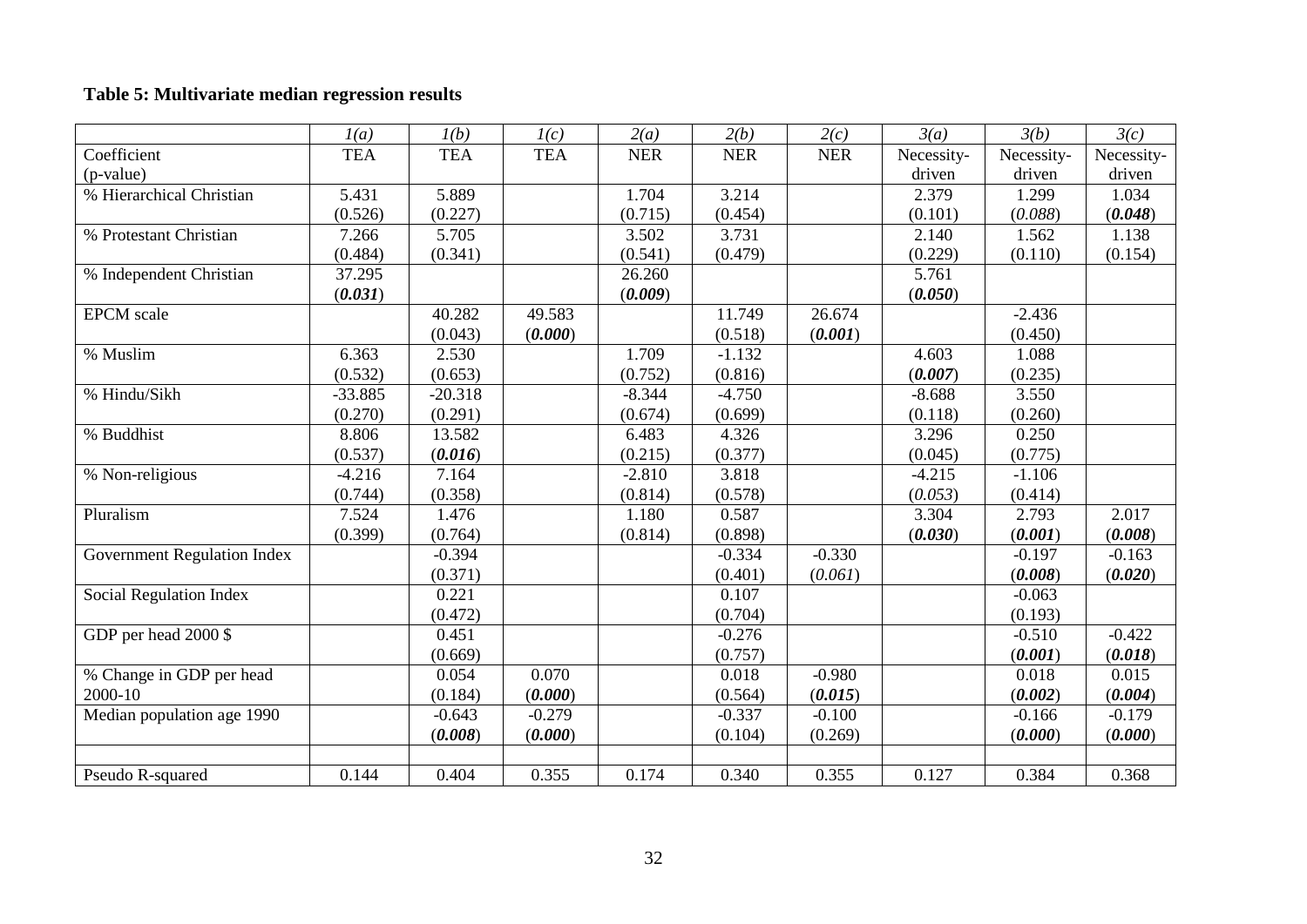**Table 5: Multivariate median regression results**

| | *1(a)* | *1(b)* | *1(c)* | *2(a)* | *2(b)* | *2(c)* | *3(a)* | *3(b)* | *3(c)* |
|---|---|---|---|---|---|---|---|---|---|
| Coefficient<br>(p-value) | TEA | TEA | TEA | NER | NER | NER | Necessity-driven | Necessity-driven | Necessity-driven |
| % Hierarchical Christian | 5.431<br>(0.526) | 5.889<br>(0.227) | | 1.704<br>(0.715) | 3.214<br>(0.454) | | 2.379<br>(0.101) | 1.299<br>(*0.088*) | 1.034<br>(***0.048***) |
| % Protestant Christian | 7.266<br>(0.484) | 5.705<br>(0.341) | | 3.502<br>(0.541) | 3.731<br>(0.479) | | 2.140<br>(0.229) | 1.562<br>(0.110) | 1.138<br>(0.154) |
| % Independent Christian | 37.295<br>(***0.031***) | | | 26.260<br>(***0.009***) | | | 5.761<br>(***0.050***) | | |
| EPCM scale | | 40.282<br>(0.043) | 49.583<br>(***0.000***) | | 11.749<br>(0.518) | 26.674<br>(***0.001***) | | -2.436<br>(0.450) | |
| % Muslim | 6.363<br>(0.532) | 2.530<br>(0.653) | | 1.709<br>(0.752) | -1.132<br>(0.816) | | 4.603<br>(***0.007***) | 1.088<br>(0.235) | |
| % Hindu/Sikh | -33.885<br>(0.270) | -20.318<br>(0.291) | | -8.344<br>(0.674) | -4.750<br>(0.699) | | -8.688<br>(0.118) | 3.550<br>(0.260) | |
| % Buddhist | 8.806<br>(0.537) | 13.582<br>(***0.016***) | | 6.483<br>(0.215) | 4.326<br>(0.377) | | 3.296<br>(0.045) | 0.250<br>(0.775) | |
| % Non-religious | -4.216<br>(0.744) | 7.164<br>(0.358) | | -2.810<br>(0.814) | 3.818<br>(0.578) | | -4.215<br>(*0.053*) | -1.106<br>(0.414) | |
| Pluralism | 7.524<br>(0.399) | 1.476<br>(0.764) | | 1.180<br>(0.814) | 0.587<br>(0.898) | | 3.304<br>(***0.030***) | 2.793<br>(***0.001***) | 2.017<br>(***0.008***) |
| Government Regulation Index | | -0.394<br>(0.371) | | | -0.334<br>(0.401) | -0.330<br>(*0.061*) | | -0.197<br>(***0.008***) | -0.163<br>(***0.020***) |
| Social Regulation Index | | 0.221<br>(0.472) | | | 0.107<br>(0.704) | | | -0.063<br>(0.193) | |
| GDP per head 2000 $ | | 0.451<br>(0.669) | | | -0.276<br>(0.757) | | | -0.510<br>(***0.001***) | -0.422<br>(***0.018***) |
| % Change in GDP per head 2000-10 | | 0.054<br>(0.184) | 0.070<br>(***0.000***) | | 0.018<br>(0.564) | -0.980<br>(***0.015***) | | 0.018<br>(***0.002***) | 0.015<br>(***0.004***) |
| Median population age 1990 | | -0.643<br>(***0.008***) | -0.279<br>(***0.000***) | | -0.337<br>(0.104) | -0.100<br>(0.269) | | -0.166<br>(***0.000***) | -0.179<br>(***0.000***) |
| | | | | | | | | | |
| Pseudo R-squared | 0.144 | 0.404 | 0.355 | 0.174 | 0.340 | 0.355 | 0.127 | 0.384 | 0.368 |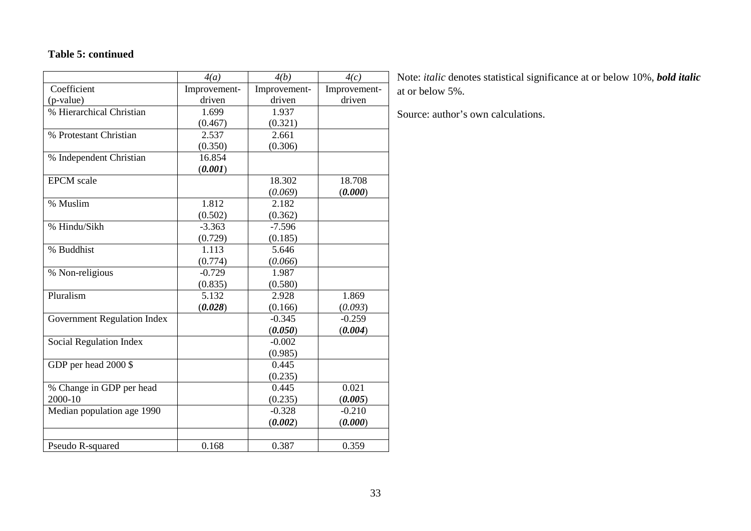**Table 5: continued**

| | *4(a)* | *4(b)* | *4(c)* |
|---|---|---|---|
| Coefficient (p-value) | Improvement-driven | Improvement-driven | Improvement-driven |
| % Hierarchical Christian | 1.699 (0.467) | 1.937 (0.321) | |
| % Protestant Christian | 2.537 (0.350) | 2.661 (0.306) | |
| % Independent Christian | 16.854 (***0.001***) | | |
| EPCM scale | | 18.302 (*0.069*) | 18.708 (***0.000***) |
| % Muslim | 1.812 (0.502) | 2.182 (0.362) | |
| % Hindu/Sikh | -3.363 (0.729) | -7.596 (0.185) | |
| % Buddhist | 1.113 (0.774) | 5.646 (*0.066*) | |
| % Non-religious | -0.729 (0.835) | 1.987 (0.580) | |
| Pluralism | 5.132 (***0.028***) | 2.928 (0.166) | 1.869 (*0.093*) |
| Government Regulation Index | | -0.345 (***0.050***) | -0.259 (***0.004***) |
| Social Regulation Index | | -0.002 (0.985) | |
| GDP per head 2000 $ | | 0.445 (0.235) | |
| % Change in GDP per head 2000-10 | | 0.445 (0.235) | 0.021 (***0.005***) |
| Median population age 1990 | | -0.328 (***0.002***) | -0.210 (***0.000***) |
| | | | |
| Pseudo R-squared | 0.168 | 0.387 | 0.359 |

Note: *italic* denotes statistical significance at or below 10%, ***bold italic*** at or below 5%.

Source: author's own calculations.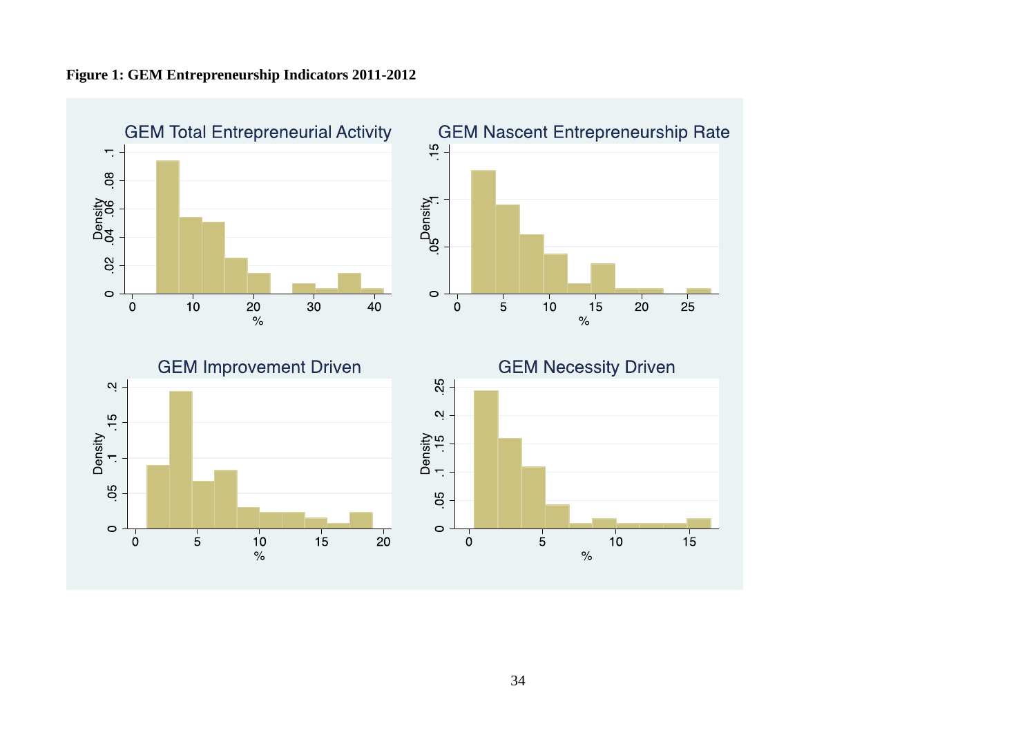**Figure 1: GEM Entrepreneurship Indicators 2011-2012**

GEM Total Entrepreneurial Activity

Density

0 .02 .04 .06 .08 .1

0 10 20 30 40

%

GEM Nascent Entrepreneurship Rate

Density

0 .05 .1 .15

0 5 10 15 20 25

%

GEM Improvement Driven

Density

0 .05 .1 .15 .2

0 5 10 15 20

%

GEM Necessity Driven

Density

0 .05 .1 .15 .2 .25

0 5 10 15

%